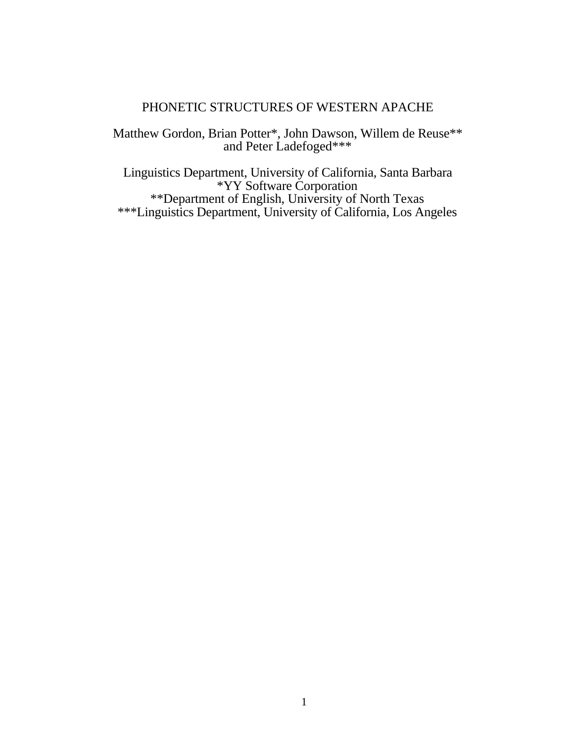# PHONETIC STRUCTURES OF WESTERN APACHE

Matthew Gordon, Brian Potter*, John Dawson, Willem de Reuse**
and Peter Ladefoged***

Linguistics Department, University of California, Santa Barbara
*YY Software Corporation
**Department of English, University of North Texas
***Linguistics Department, University of California, Los Angeles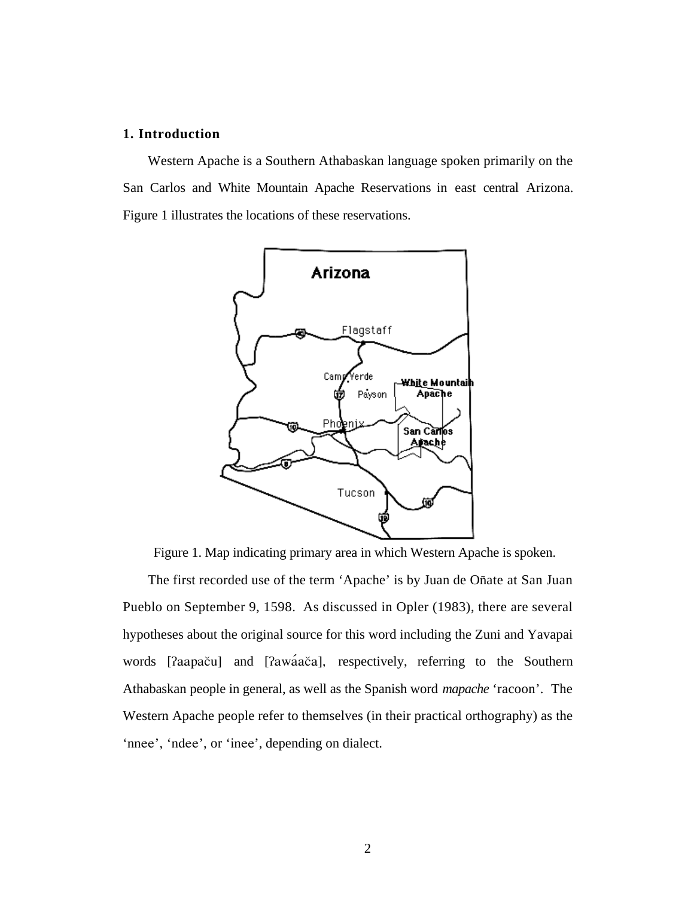## 1. Introduction

Western Apache is a Southern Athabaskan language spoken primarily on the San Carlos and White Mountain Apache Reservations in east central Arizona. Figure 1 illustrates the locations of these reservations.

Figure 1. Map indicating primary area in which Western Apache is spoken.

The first recorded use of the term 'Apache' is by Juan de Oñate at San Juan Pueblo on September 9, 1598. As discussed in Opler (1983), there are several hypotheses about the original source for this word including the Zuni and Yavapai words [ʔaapaču] and [ʔawáača], respectively, referring to the Southern Athabaskan people in general, as well as the Spanish word *mapache* 'racoon'. The Western Apache people refer to themselves (in their practical orthography) as the 'nnee', 'ndee', or 'inee', depending on dialect.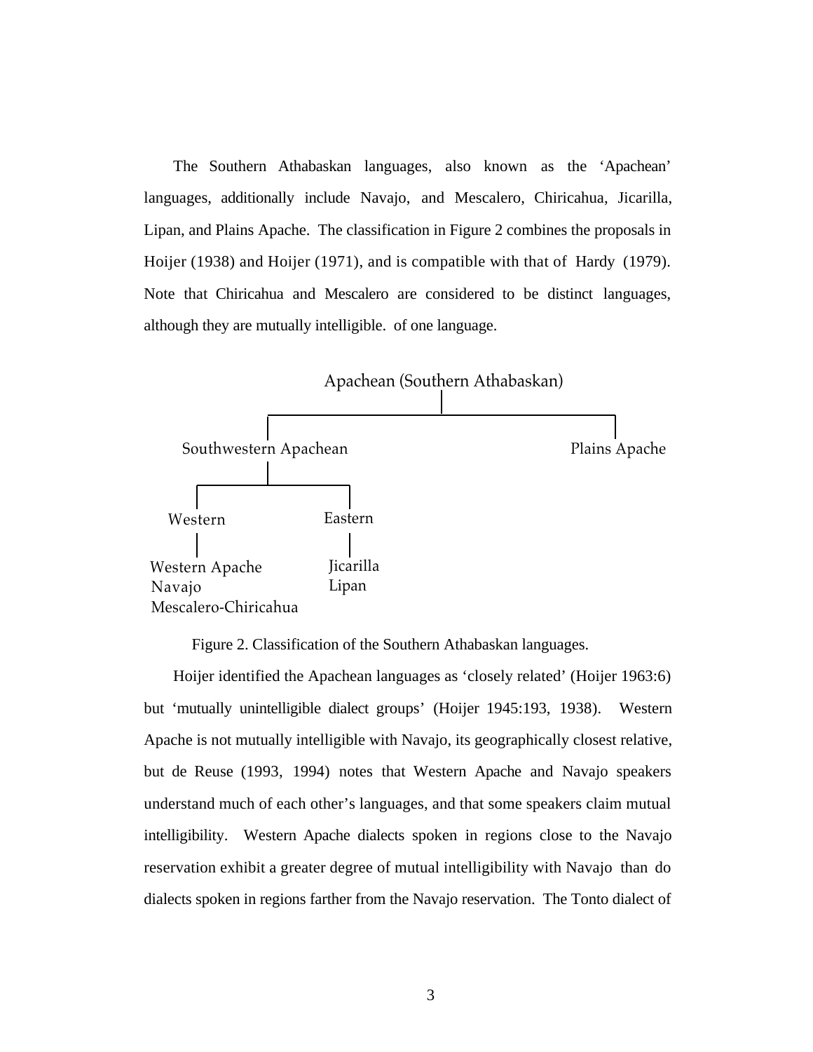The Southern Athabaskan languages, also known as the 'Apachean' languages, additionally include Navajo, and Mescalero, Chiricahua, Jicarilla, Lipan, and Plains Apache. The classification in Figure 2 combines the proposals in Hoijer (1938) and Hoijer (1971), and is compatible with that of Hardy (1979). Note that Chiricahua and Mescalero are considered to be distinct languages, although they are mutually intelligible. of one language.

```
                         Apachean (Southern Athabaskan)
                                      |
              ------------------------------------------------
              |                                              |
     Southwestern Apachean                             Plains Apache
              |
       -------------
       |           |
    Western     Eastern
       |           |
 Western Apache  Jicarilla
 Navajo          Lipan
 Mescalero-Chiricahua
```

Figure 2. Classification of the Southern Athabaskan languages.

Hoijer identified the Apachean languages as 'closely related' (Hoijer 1963:6) but 'mutually unintelligible dialect groups' (Hoijer 1945:193, 1938). Western Apache is not mutually intelligible with Navajo, its geographically closest relative, but de Reuse (1993, 1994) notes that Western Apache and Navajo speakers understand much of each other's languages, and that some speakers claim mutual intelligibility. Western Apache dialects spoken in regions close to the Navajo reservation exhibit a greater degree of mutual intelligibility with Navajo than do dialects spoken in regions farther from the Navajo reservation. The Tonto dialect of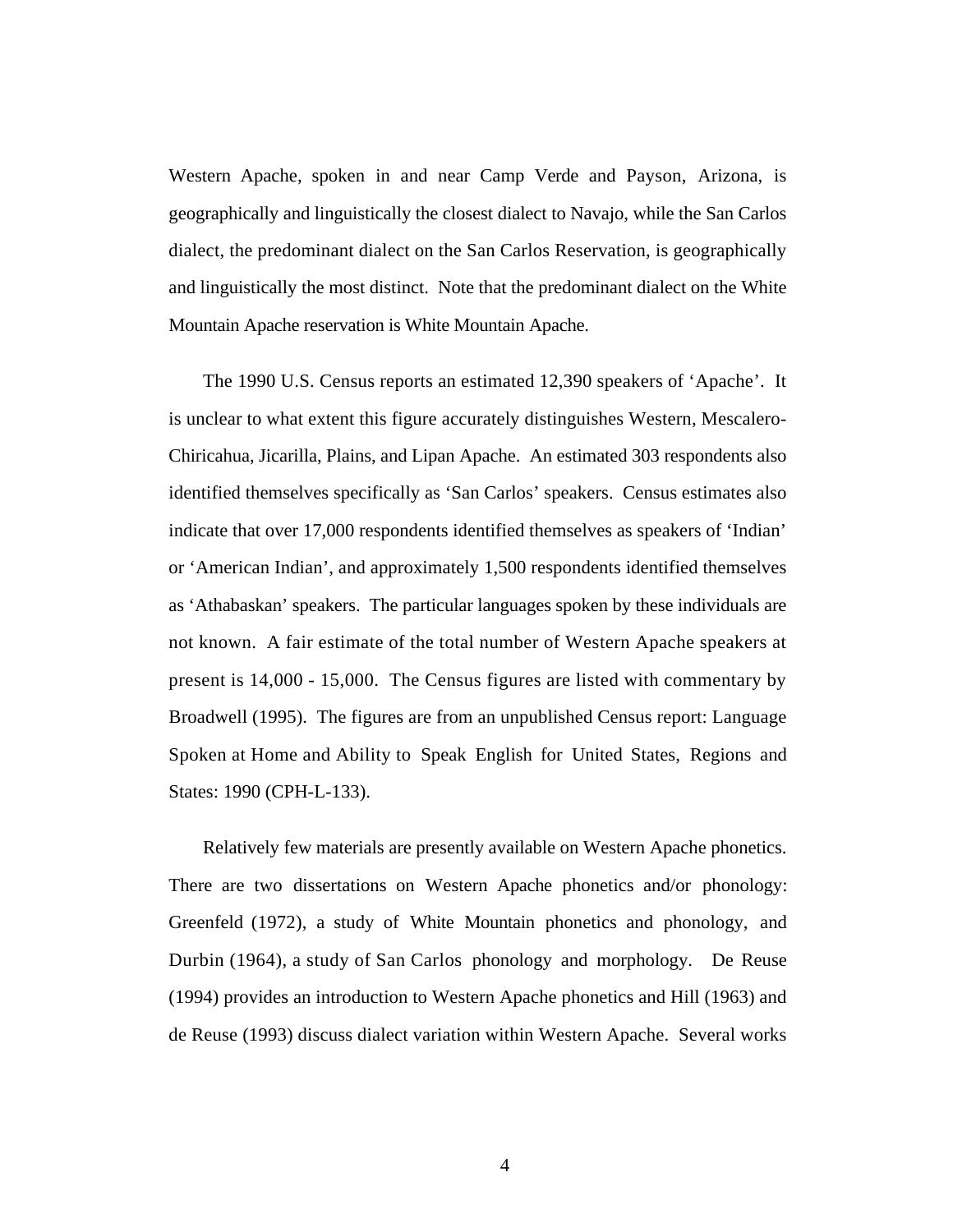Western Apache, spoken in and near Camp Verde and Payson, Arizona, is geographically and linguistically the closest dialect to Navajo, while the San Carlos dialect, the predominant dialect on the San Carlos Reservation, is geographically and linguistically the most distinct. Note that the predominant dialect on the White Mountain Apache reservation is White Mountain Apache.

The 1990 U.S. Census reports an estimated 12,390 speakers of 'Apache'. It is unclear to what extent this figure accurately distinguishes Western, Mescalero-Chiricahua, Jicarilla, Plains, and Lipan Apache. An estimated 303 respondents also identified themselves specifically as 'San Carlos' speakers. Census estimates also indicate that over 17,000 respondents identified themselves as speakers of 'Indian' or 'American Indian', and approximately 1,500 respondents identified themselves as 'Athabaskan' speakers. The particular languages spoken by these individuals are not known. A fair estimate of the total number of Western Apache speakers at present is 14,000 - 15,000. The Census figures are listed with commentary by Broadwell (1995). The figures are from an unpublished Census report: Language Spoken at Home and Ability to Speak English for United States, Regions and States: 1990 (CPH-L-133).

Relatively few materials are presently available on Western Apache phonetics. There are two dissertations on Western Apache phonetics and/or phonology: Greenfeld (1972), a study of White Mountain phonetics and phonology, and Durbin (1964), a study of San Carlos phonology and morphology. De Reuse (1994) provides an introduction to Western Apache phonetics and Hill (1963) and de Reuse (1993) discuss dialect variation within Western Apache. Several works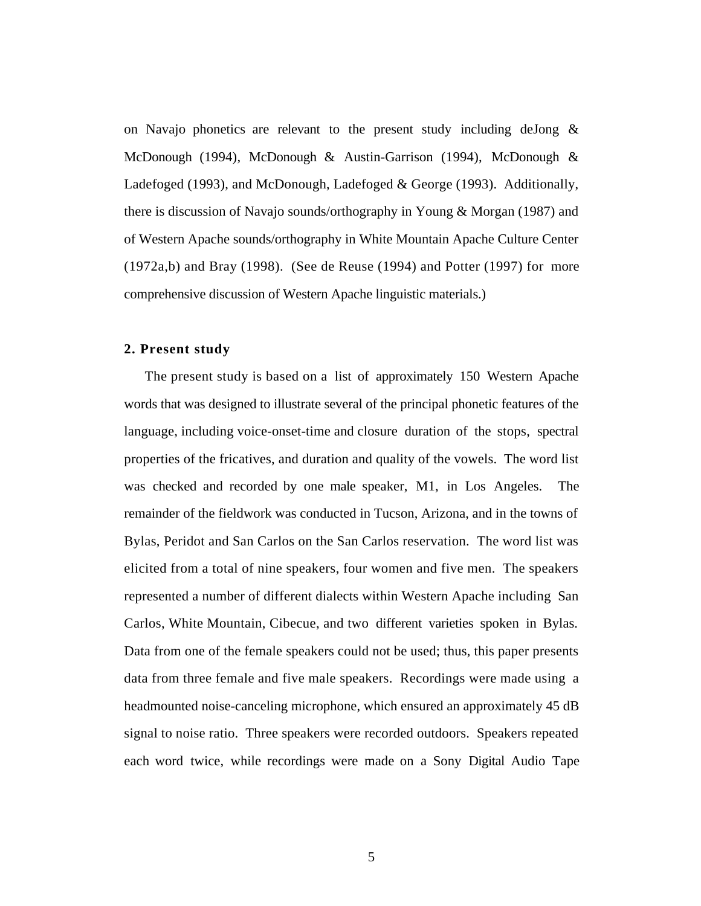on Navajo phonetics are relevant to the present study including deJong & McDonough (1994), McDonough & Austin-Garrison (1994), McDonough & Ladefoged (1993), and McDonough, Ladefoged & George (1993). Additionally, there is discussion of Navajo sounds/orthography in Young & Morgan (1987) and of Western Apache sounds/orthography in White Mountain Apache Culture Center (1972a,b) and Bray (1998). (See de Reuse (1994) and Potter (1997) for more comprehensive discussion of Western Apache linguistic materials.)

## 2. Present study

The present study is based on a list of approximately 150 Western Apache words that was designed to illustrate several of the principal phonetic features of the language, including voice-onset-time and closure duration of the stops, spectral properties of the fricatives, and duration and quality of the vowels. The word list was checked and recorded by one male speaker, M1, in Los Angeles. The remainder of the fieldwork was conducted in Tucson, Arizona, and in the towns of Bylas, Peridot and San Carlos on the San Carlos reservation. The word list was elicited from a total of nine speakers, four women and five men. The speakers represented a number of different dialects within Western Apache including San Carlos, White Mountain, Cibecue, and two different varieties spoken in Bylas. Data from one of the female speakers could not be used; thus, this paper presents data from three female and five male speakers. Recordings were made using a headmounted noise-canceling microphone, which ensured an approximately 45 dB signal to noise ratio. Three speakers were recorded outdoors. Speakers repeated each word twice, while recordings were made on a Sony Digital Audio Tape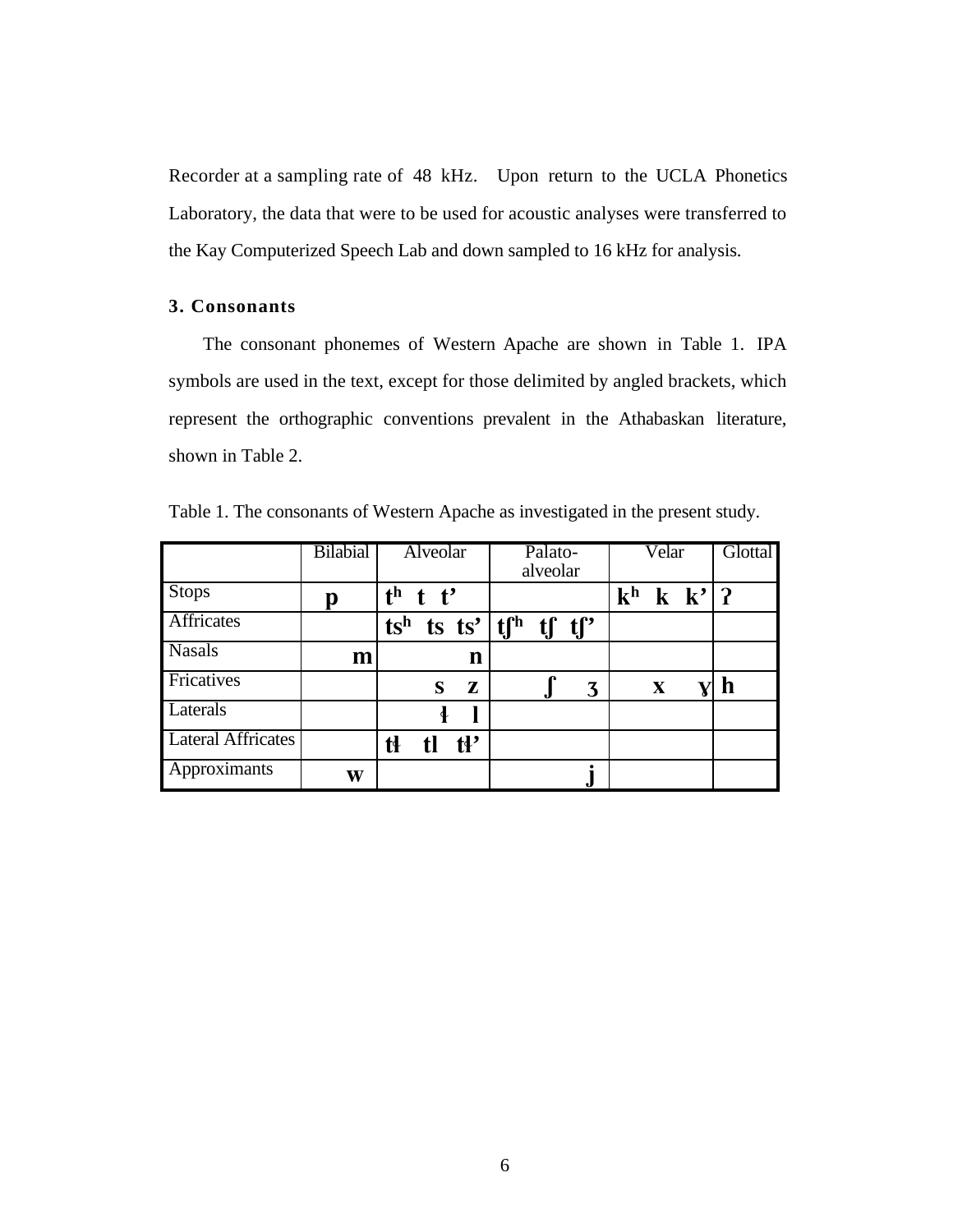Recorder at a sampling rate of 48 kHz. Upon return to the UCLA Phonetics Laboratory, the data that were to be used for acoustic analyses were transferred to the Kay Computerized Speech Lab and down sampled to 16 kHz for analysis.

### 3. Consonants

The consonant phonemes of Western Apache are shown in Table 1. IPA symbols are used in the text, except for those delimited by angled brackets, which represent the orthographic conventions prevalent in the Athabaskan literature, shown in Table 2.

Table 1. The consonants of Western Apache as investigated in the present study.

| | Bilabial | Alveolar | Palato-alveolar | Velar | Glottal |
|---|---|---|---|---|---|
| Stops | **p** | **tʰ t t'** | | **kʰ k k'** | **ʔ** |
| Affricates | | **tsʰ ts ts'** | **tʃʰ tʃ tʃ'** | | |
| Nasals | **m** | **n** | | | |
| Fricatives | | **s z** | **ʃ ʒ** | **x ɣ** | **h** |
| Laterals | | **ɬ l** | | | |
| Lateral Affricates | | **tɬ tl tɬ'** | | | |
| Approximants | **w** | | **j** | | |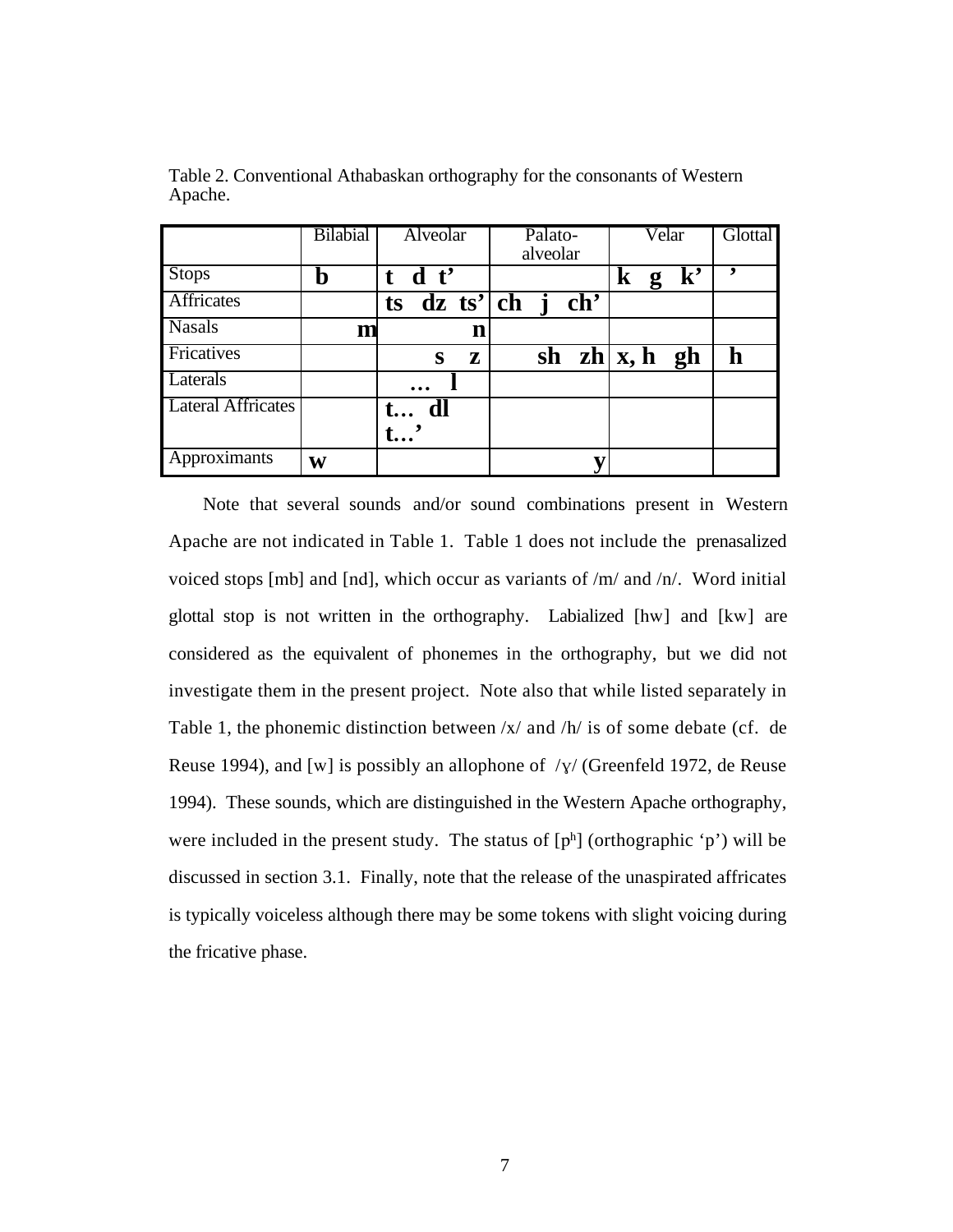Table 2. Conventional Athabaskan orthography for the consonants of Western Apache.

| | Bilabial | Alveolar | Palato-alveolar | Velar | Glottal |
|---|---|---|---|---|---|
| Stops | **b** | **t d t’** | | **k g k’** | **’** |
| Affricates | | **ts dz ts’** | **ch j ch’** | | |
| Nasals | **m** | **n** | | | |
| Fricatives | | **s z** | **sh zh** | **x, h gh** | **h** |
| Laterals | | **… l** | | | |
| Lateral Affricates | | **t… dl t…’** | | | |
| Approximants | **w** | | **y** | | |

Note that several sounds and/or sound combinations present in Western Apache are not indicated in Table 1. Table 1 does not include the prenasalized voiced stops [mb] and [nd], which occur as variants of /m/ and /n/. Word initial glottal stop is not written in the orthography. Labialized [hw] and [kw] are considered as the equivalent of phonemes in the orthography, but we did not investigate them in the present project. Note also that while listed separately in Table 1, the phonemic distinction between /x/ and /h/ is of some debate (cf. de Reuse 1994), and [w] is possibly an allophone of /ɣ/ (Greenfeld 1972, de Reuse 1994). These sounds, which are distinguished in the Western Apache orthography, were included in the present study. The status of [pʰ] (orthographic ‘p’) will be discussed in section 3.1. Finally, note that the release of the unaspirated affricates is typically voiceless although there may be some tokens with slight voicing during the fricative phase.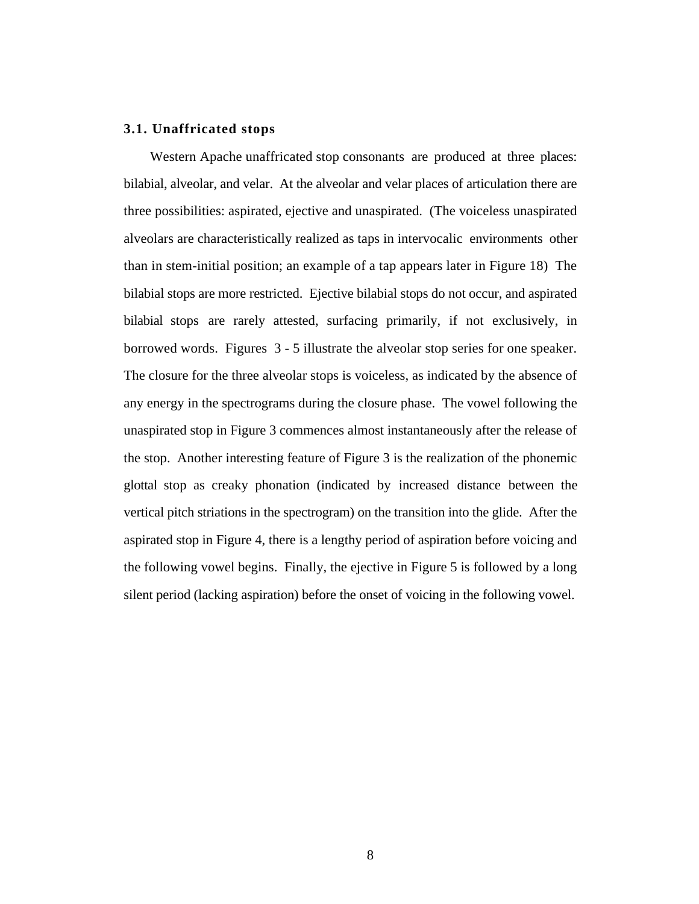### 3.1. Unaffricated stops

Western Apache unaffricated stop consonants are produced at three places: bilabial, alveolar, and velar. At the alveolar and velar places of articulation there are three possibilities: aspirated, ejective and unaspirated. (The voiceless unaspirated alveolars are characteristically realized as taps in intervocalic environments other than in stem-initial position; an example of a tap appears later in Figure 18) The bilabial stops are more restricted. Ejective bilabial stops do not occur, and aspirated bilabial stops are rarely attested, surfacing primarily, if not exclusively, in borrowed words. Figures 3 - 5 illustrate the alveolar stop series for one speaker. The closure for the three alveolar stops is voiceless, as indicated by the absence of any energy in the spectrograms during the closure phase. The vowel following the unaspirated stop in Figure 3 commences almost instantaneously after the release of the stop. Another interesting feature of Figure 3 is the realization of the phonemic glottal stop as creaky phonation (indicated by increased distance between the vertical pitch striations in the spectrogram) on the transition into the glide. After the aspirated stop in Figure 4, there is a lengthy period of aspiration before voicing and the following vowel begins. Finally, the ejective in Figure 5 is followed by a long silent period (lacking aspiration) before the onset of voicing in the following vowel.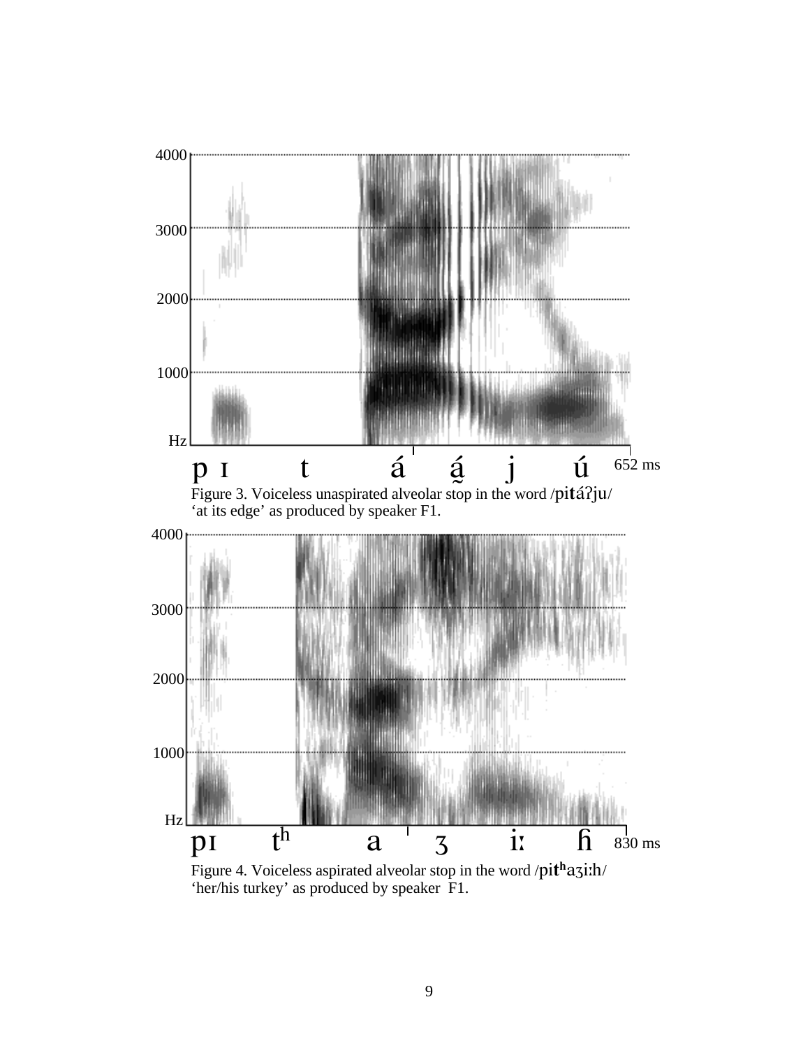Figure 3. Voiceless unaspirated alveolar stop in the word /pitáʔju/ ‘at its edge’ as produced by speaker F1.

Figure 4. Voiceless aspirated alveolar stop in the word /pitʰaʒiːh/ ‘her/his turkey’ as produced by speaker F1.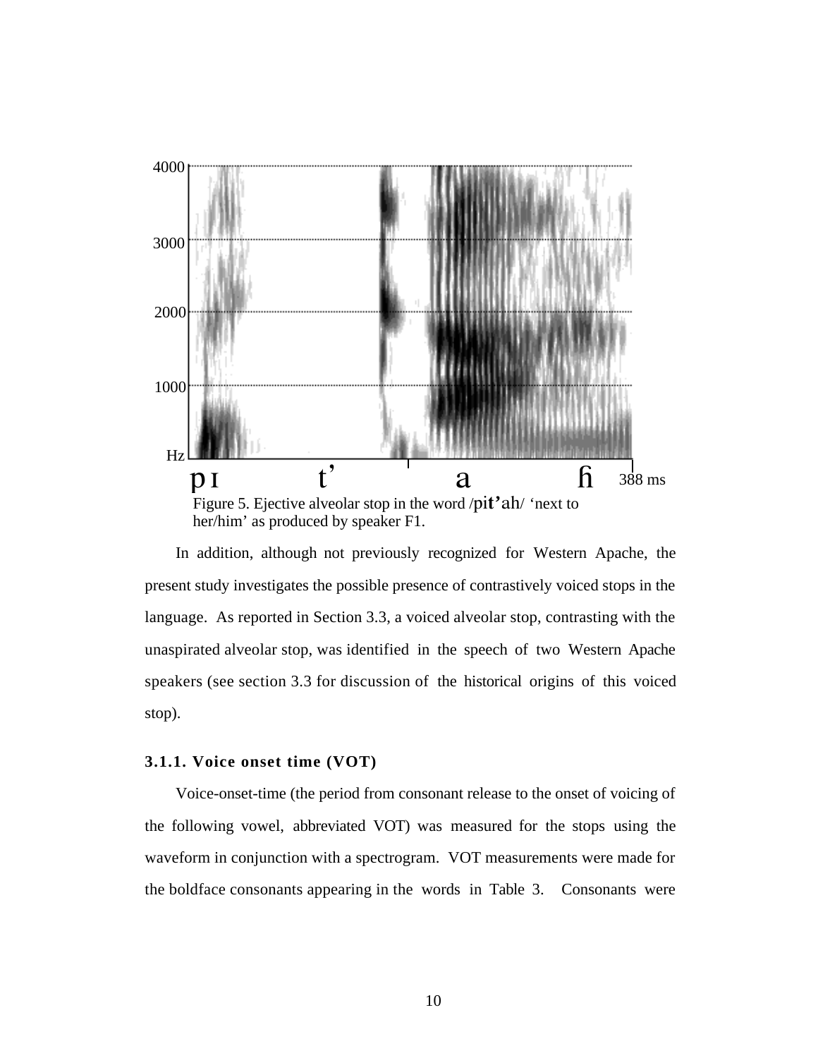Figure 5. Ejective alveolar stop in the word /p**i**t’ah/ ‘next to her/him’ as produced by speaker F1.

In addition, although not previously recognized for Western Apache, the present study investigates the possible presence of contrastively voiced stops in the language. As reported in Section 3.3, a voiced alveolar stop, contrasting with the unaspirated alveolar stop, was identified in the speech of two Western Apache speakers (see section 3.3 for discussion of the historical origins of this voiced stop).

### 3.1.1. Voice onset time (VOT)

Voice-onset-time (the period from consonant release to the onset of voicing of the following vowel, abbreviated VOT) was measured for the stops using the waveform in conjunction with a spectrogram. VOT measurements were made for the boldface consonants appearing in the words in Table 3. Consonants were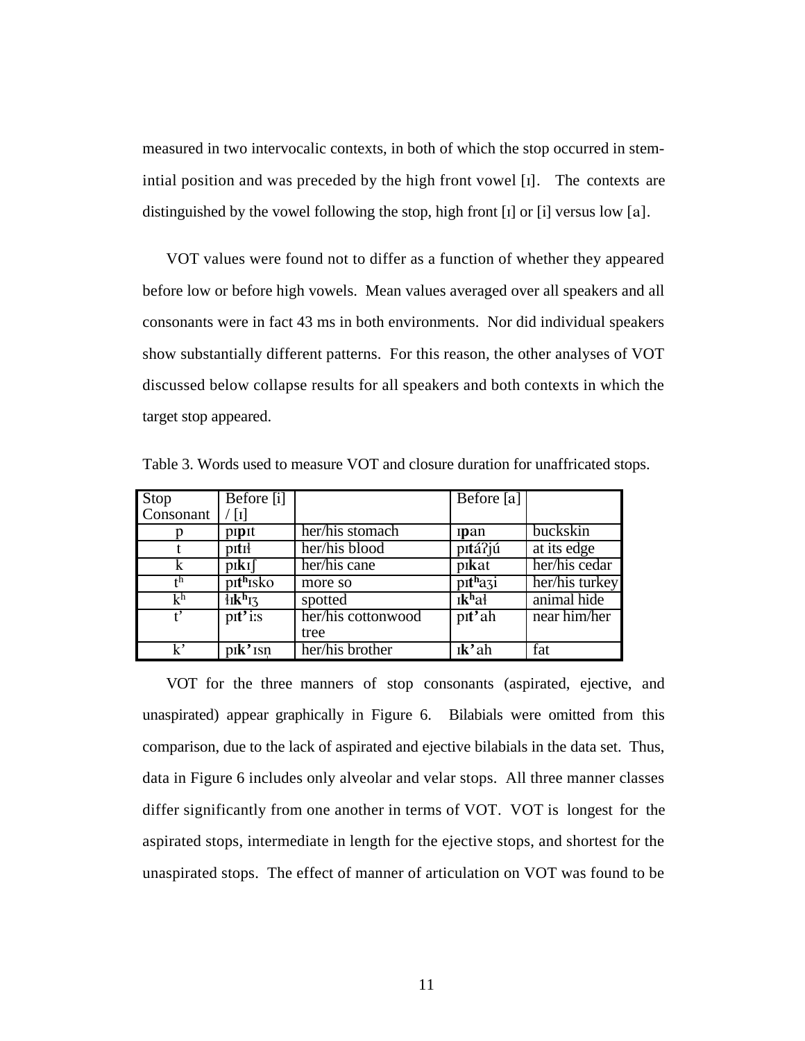measured in two intervocalic contexts, in both of which the stop occurred in stem-intial position and was preceded by the high front vowel [ɪ]. The contexts are distinguished by the vowel following the stop, high front [ɪ] or [i] versus low [a].

VOT values were found not to differ as a function of whether they appeared before low or before high vowels. Mean values averaged over all speakers and all consonants were in fact 43 ms in both environments. Nor did individual speakers show substantially different patterns. For this reason, the other analyses of VOT discussed below collapse results for all speakers and both contexts in which the target stop appeared.

Table 3. Words used to measure VOT and closure duration for unaffricated stops.

| Stop Consonant | Before [i] / [ɪ] | | Before [a] | |
|---|---|---|---|---|
| p | pɪ**p**ɪt | her/his stomach | ɪ**p**an | buckskin |
| t | pɪ**t**ɪɬ | her/his blood | pɪ**t**áʔjú | at its edge |
| k | pɪ**k**ɪʃ | her/his cane | pɪ**k**at | her/his cedar |
| tʰ | pɪ**tʰ**ɪsko | more so | pɪ**tʰ**aʒi | her/his turkey |
| kʰ | ɬɪ**kʰ**ɪʒ | spotted | ɪ**kʰ**aɬ | animal hide |
| t’ | pɪ**t’**iːs | her/his cottonwood tree | pɪ**t’**ah | near him/her |
| k’ | pɪ**k’**ɪsn̩ | her/his brother | ɪ**k’**ah | fat |

VOT for the three manners of stop consonants (aspirated, ejective, and unaspirated) appear graphically in Figure 6. Bilabials were omitted from this comparison, due to the lack of aspirated and ejective bilabials in the data set. Thus, data in Figure 6 includes only alveolar and velar stops. All three manner classes differ significantly from one another in terms of VOT. VOT is longest for the aspirated stops, intermediate in length for the ejective stops, and shortest for the unaspirated stops. The effect of manner of articulation on VOT was found to be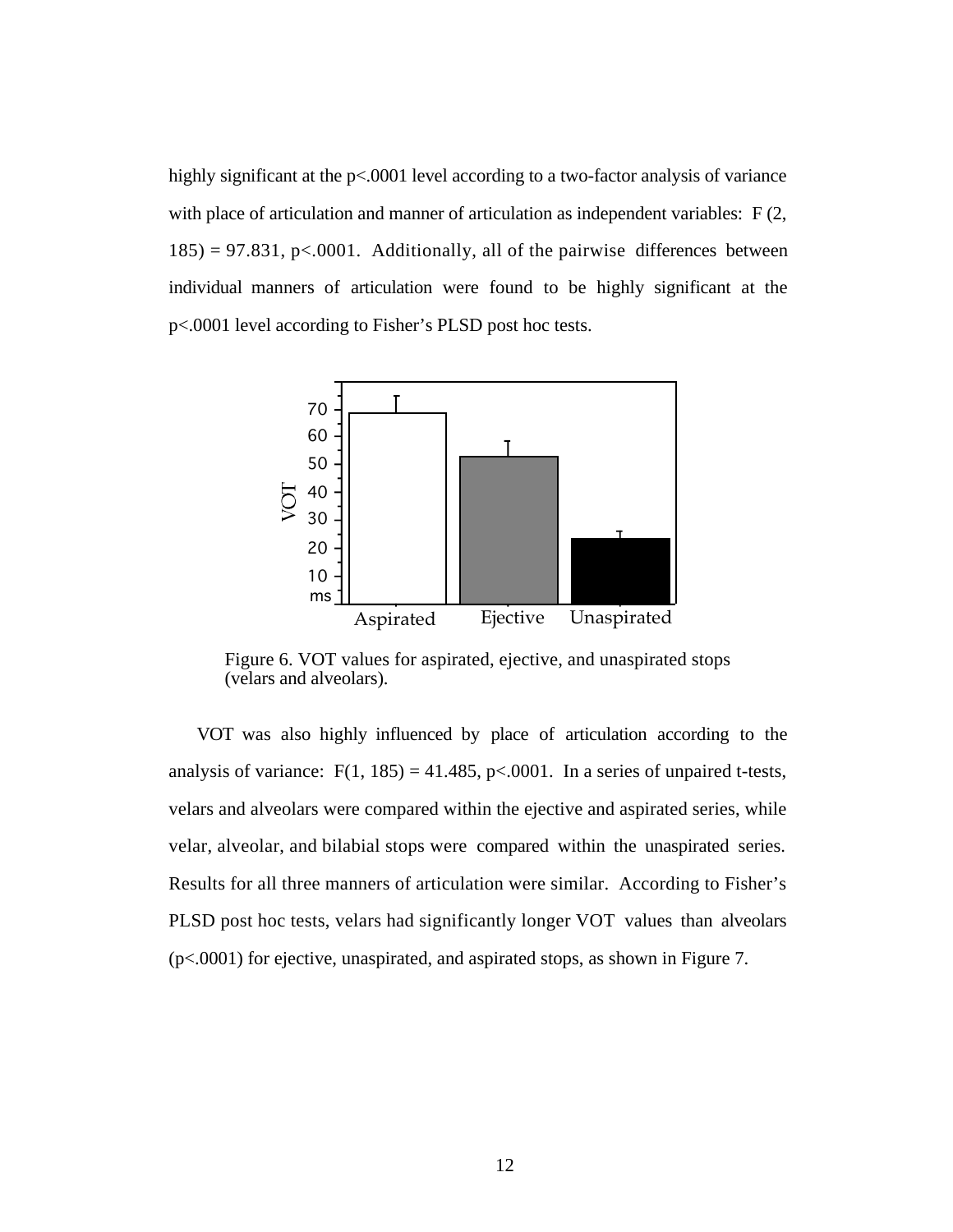highly significant at the $p<.0001$ level according to a two-factor analysis of variance with place of articulation and manner of articulation as independent variables: $F(2, 185) = 97.831$, $p<.0001$. Additionally, all of the pairwise differences between individual manners of articulation were found to be highly significant at the $p<.0001$ level according to Fisher's PLSD post hoc tests.

Figure 6. VOT values for aspirated, ejective, and unaspirated stops (velars and alveolars).

VOT was also highly influenced by place of articulation according to the analysis of variance: $F(1, 185) = 41.485$, $p<.0001$. In a series of unpaired t-tests, velars and alveolars were compared within the ejective and aspirated series, while velar, alveolar, and bilabial stops were compared within the unaspirated series. Results for all three manners of articulation were similar. According to Fisher's PLSD post hoc tests, velars had significantly longer VOT values than alveolars ($p<.0001$) for ejective, unaspirated, and aspirated stops, as shown in Figure 7.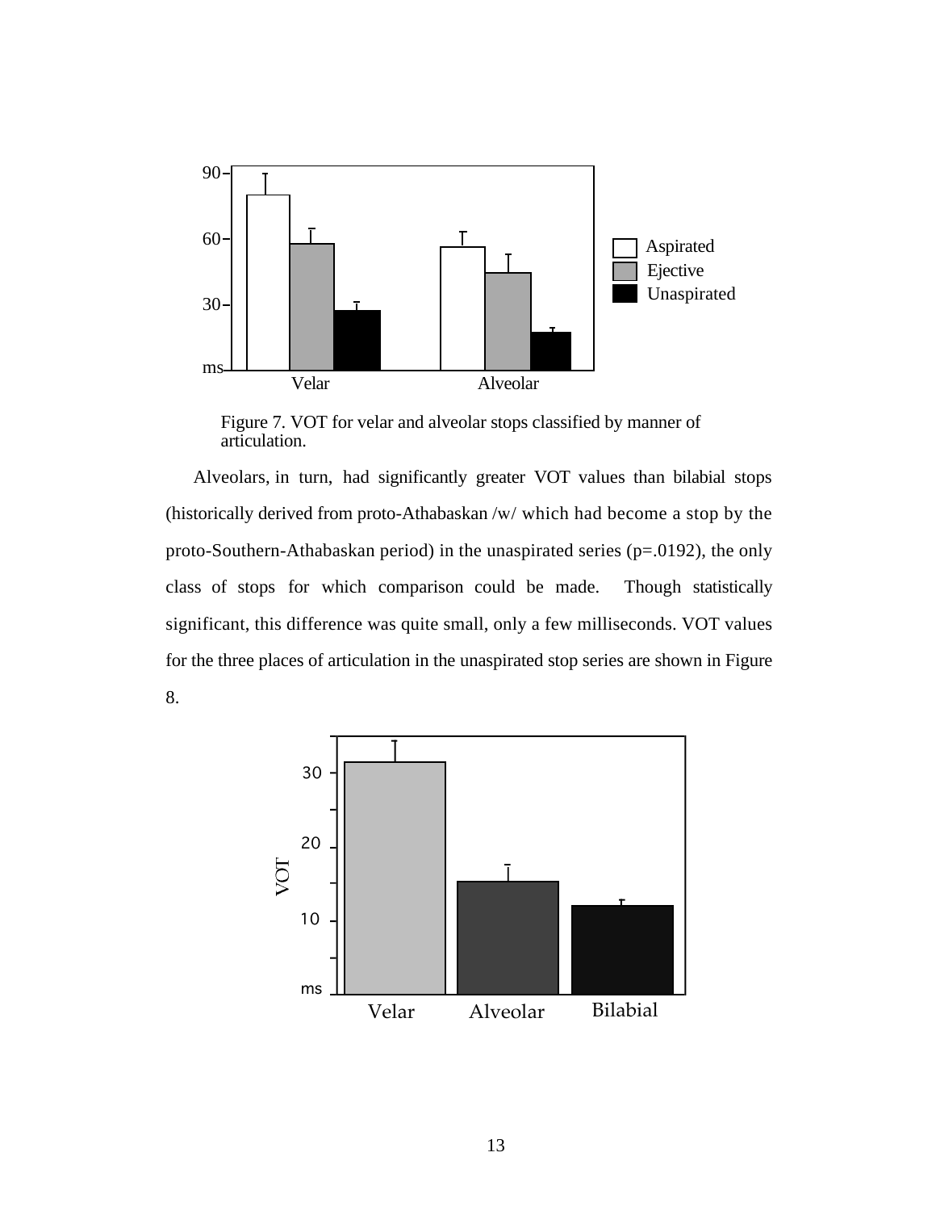Figure 7. VOT for velar and alveolar stops classified by manner of articulation.

Alveolars, in turn, had significantly greater VOT values than bilabial stops (historically derived from proto-Athabaskan /w/ which had become a stop by the proto-Southern-Athabaskan period) in the unaspirated series (p=.0192), the only class of stops for which comparison could be made. Though statistically significant, this difference was quite small, only a few milliseconds. VOT values for the three places of articulation in the unaspirated stop series are shown in Figure 8.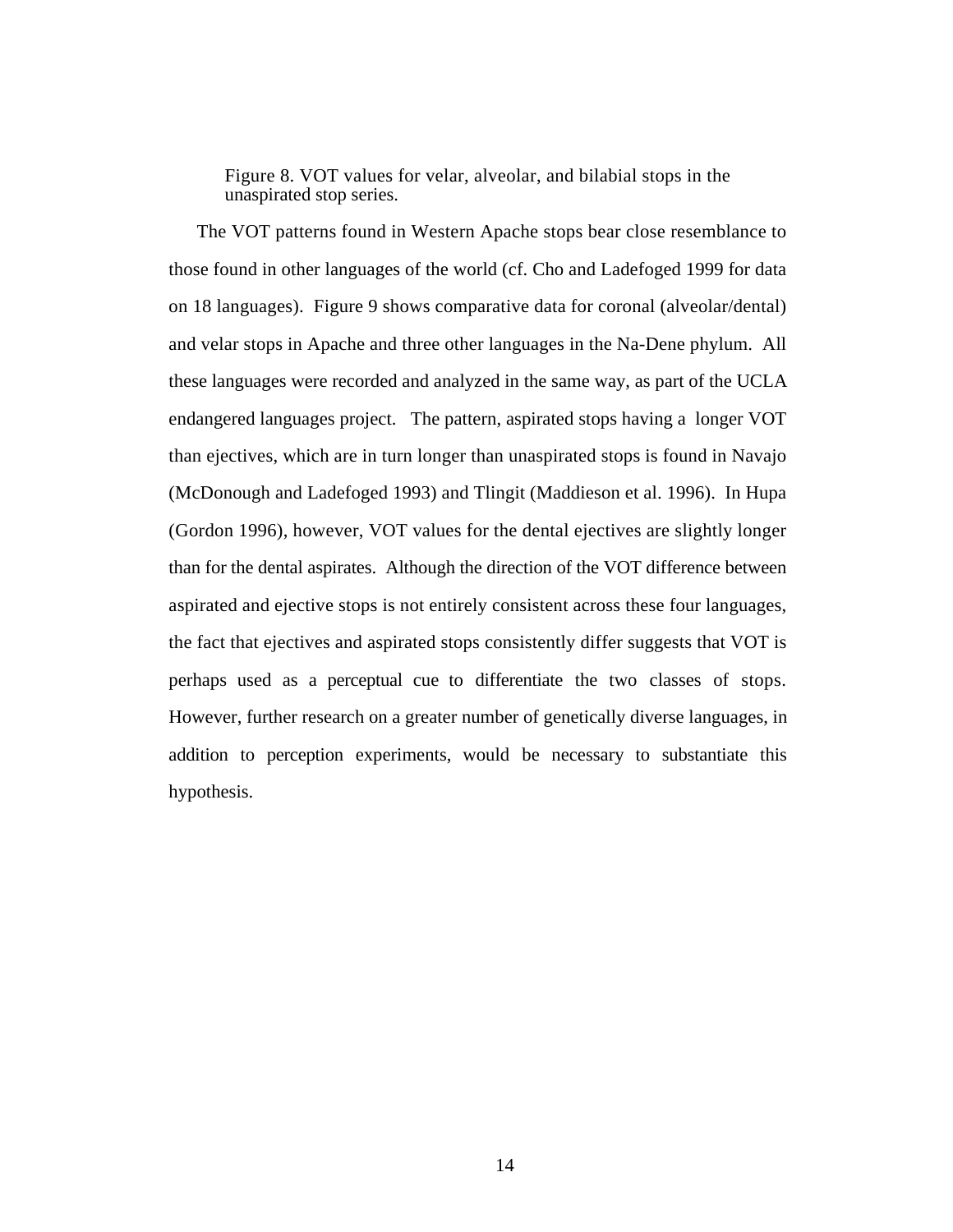Figure 8. VOT values for velar, alveolar, and bilabial stops in the unaspirated stop series.

The VOT patterns found in Western Apache stops bear close resemblance to those found in other languages of the world (cf. Cho and Ladefoged 1999 for data on 18 languages). Figure 9 shows comparative data for coronal (alveolar/dental) and velar stops in Apache and three other languages in the Na-Dene phylum. All these languages were recorded and analyzed in the same way, as part of the UCLA endangered languages project. The pattern, aspirated stops having a longer VOT than ejectives, which are in turn longer than unaspirated stops is found in Navajo (McDonough and Ladefoged 1993) and Tlingit (Maddieson et al. 1996). In Hupa (Gordon 1996), however, VOT values for the dental ejectives are slightly longer than for the dental aspirates. Although the direction of the VOT difference between aspirated and ejective stops is not entirely consistent across these four languages, the fact that ejectives and aspirated stops consistently differ suggests that VOT is perhaps used as a perceptual cue to differentiate the two classes of stops. However, further research on a greater number of genetically diverse languages, in addition to perception experiments, would be necessary to substantiate this hypothesis.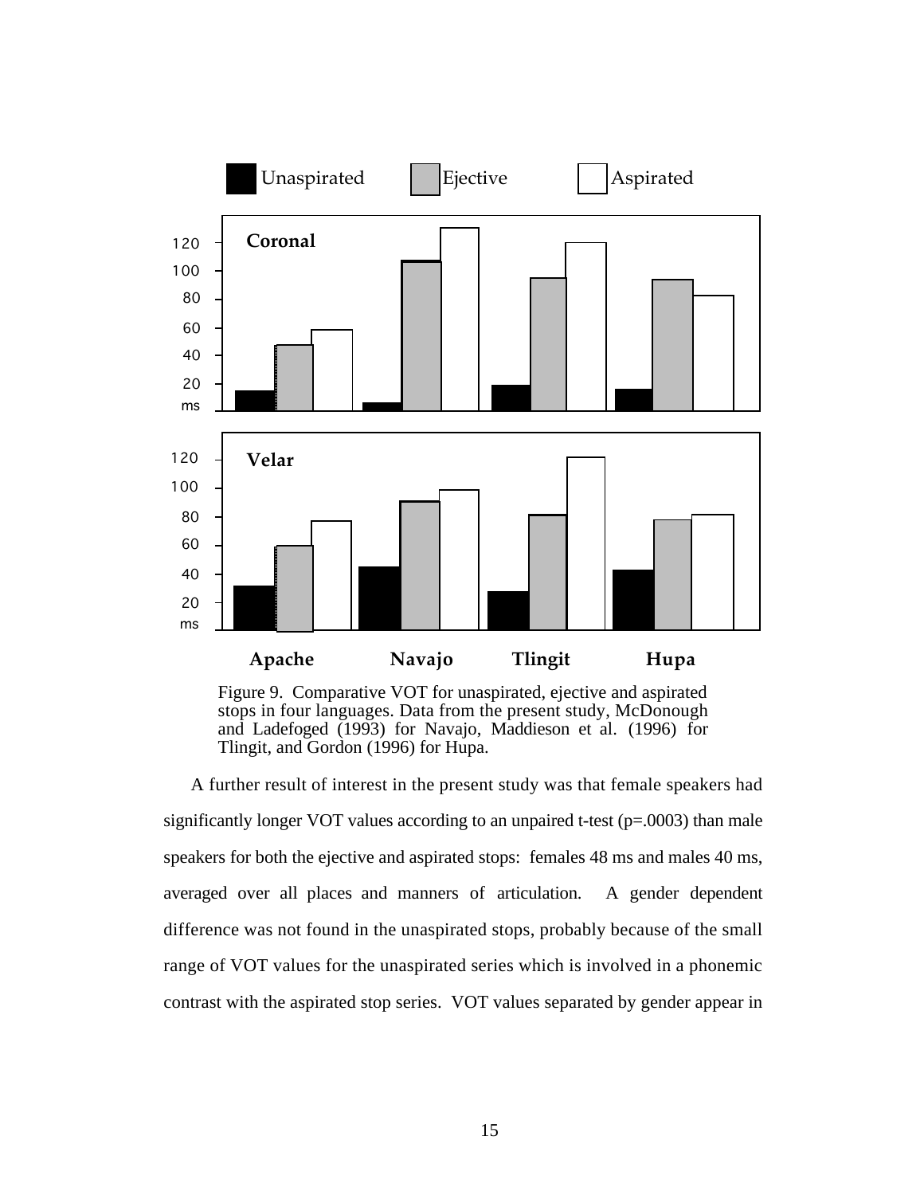Figure 9. Comparative VOT for unaspirated, ejective and aspirated stops in four languages. Data from the present study, McDonough and Ladefoged (1993) for Navajo, Maddieson et al. (1996) for Tlingit, and Gordon (1996) for Hupa.

A further result of interest in the present study was that female speakers had significantly longer VOT values according to an unpaired t-test ($p=.0003$) than male speakers for both the ejective and aspirated stops: females 48 ms and males 40 ms, averaged over all places and manners of articulation. A gender dependent difference was not found in the unaspirated stops, probably because of the small range of VOT values for the unaspirated series which is involved in a phonemic contrast with the aspirated stop series. VOT values separated by gender appear in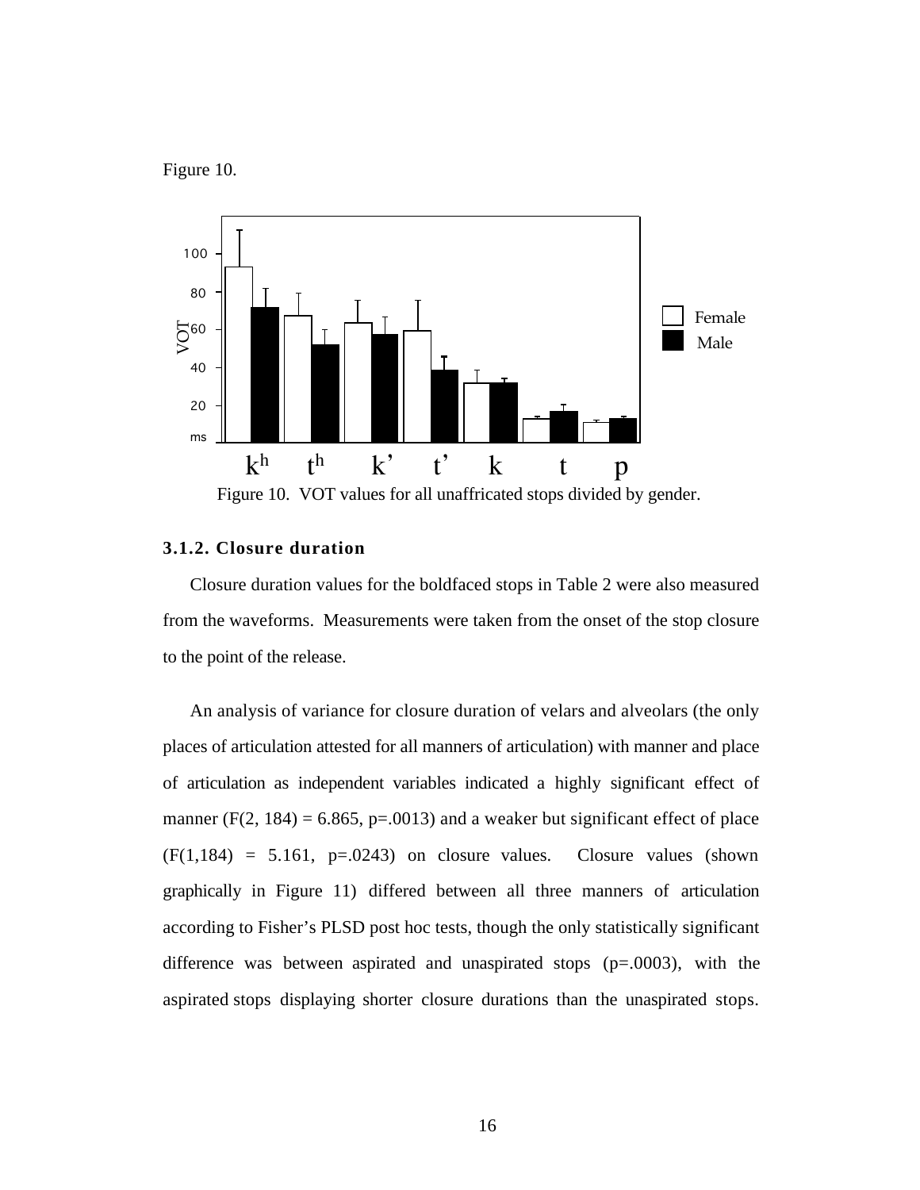Figure 10.

Figure 10. VOT values for all unaffricated stops divided by gender.

### 3.1.2. Closure duration

Closure duration values for the boldfaced stops in Table 2 were also measured from the waveforms. Measurements were taken from the onset of the stop closure to the point of the release.

An analysis of variance for closure duration of velars and alveolars (the only places of articulation attested for all manners of articulation) with manner and place of articulation as independent variables indicated a highly significant effect of manner ($F(2, 184) = 6.865$, $p=.0013$) and a weaker but significant effect of place ($F(1,184) = 5.161$, $p=.0243$) on closure values. Closure values (shown graphically in Figure 11) differed between all three manners of articulation according to Fisher's PLSD post hoc tests, though the only statistically significant difference was between aspirated and unaspirated stops ($p=.0003$), with the aspirated stops displaying shorter closure durations than the unaspirated stops.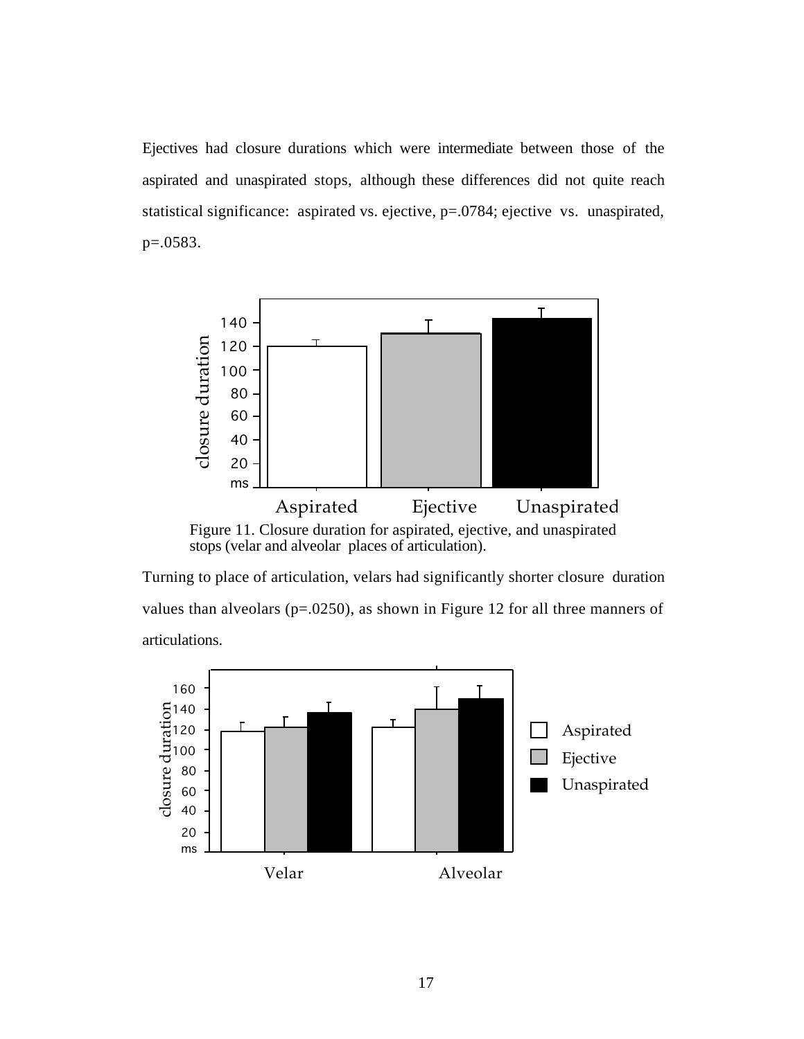Ejectives had closure durations which were intermediate between those of the aspirated and unaspirated stops, although these differences did not quite reach statistical significance: aspirated vs. ejective, p=.0784; ejective vs. unaspirated, p=.0583.

Figure 11. Closure duration for aspirated, ejective, and unaspirated stops (velar and alveolar places of articulation).

Turning to place of articulation, velars had significantly shorter closure duration values than alveolars (p=.0250), as shown in Figure 12 for all three manners of articulations.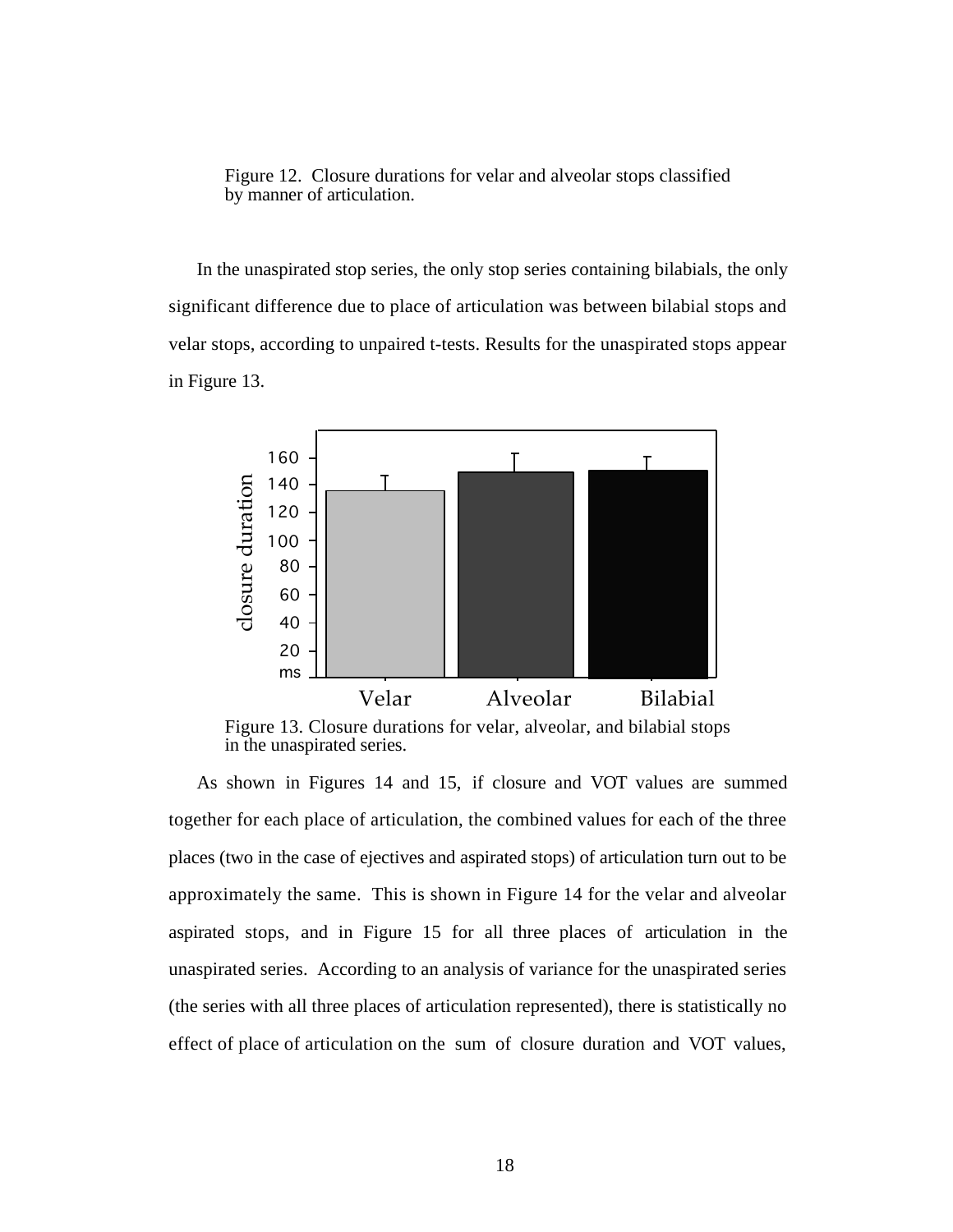Figure 12. Closure durations for velar and alveolar stops classified by manner of articulation.

In the unaspirated stop series, the only stop series containing bilabials, the only significant difference due to place of articulation was between bilabial stops and velar stops, according to unpaired t-tests. Results for the unaspirated stops appear in Figure 13.

Figure 13. Closure durations for velar, alveolar, and bilabial stops in the unaspirated series.

As shown in Figures 14 and 15, if closure and VOT values are summed together for each place of articulation, the combined values for each of the three places (two in the case of ejectives and aspirated stops) of articulation turn out to be approximately the same. This is shown in Figure 14 for the velar and alveolar aspirated stops, and in Figure 15 for all three places of articulation in the unaspirated series. According to an analysis of variance for the unaspirated series (the series with all three places of articulation represented), there is statistically no effect of place of articulation on the sum of closure duration and VOT values,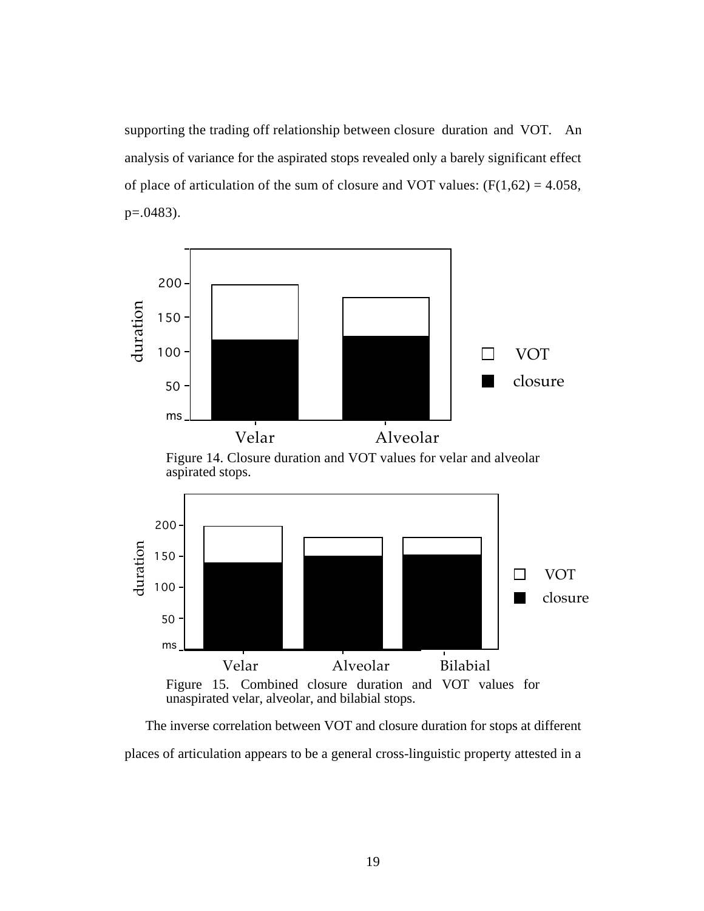supporting the trading off relationship between closure duration and VOT. An analysis of variance for the aspirated stops revealed only a barely significant effect of place of articulation of the sum of closure and VOT values: ($F(1,62) = 4.058$, $p=.0483$).

Figure 14. Closure duration and VOT values for velar and alveolar aspirated stops.

Figure 15. Combined closure duration and VOT values for unaspirated velar, alveolar, and bilabial stops.

The inverse correlation between VOT and closure duration for stops at different places of articulation appears to be a general cross-linguistic property attested in a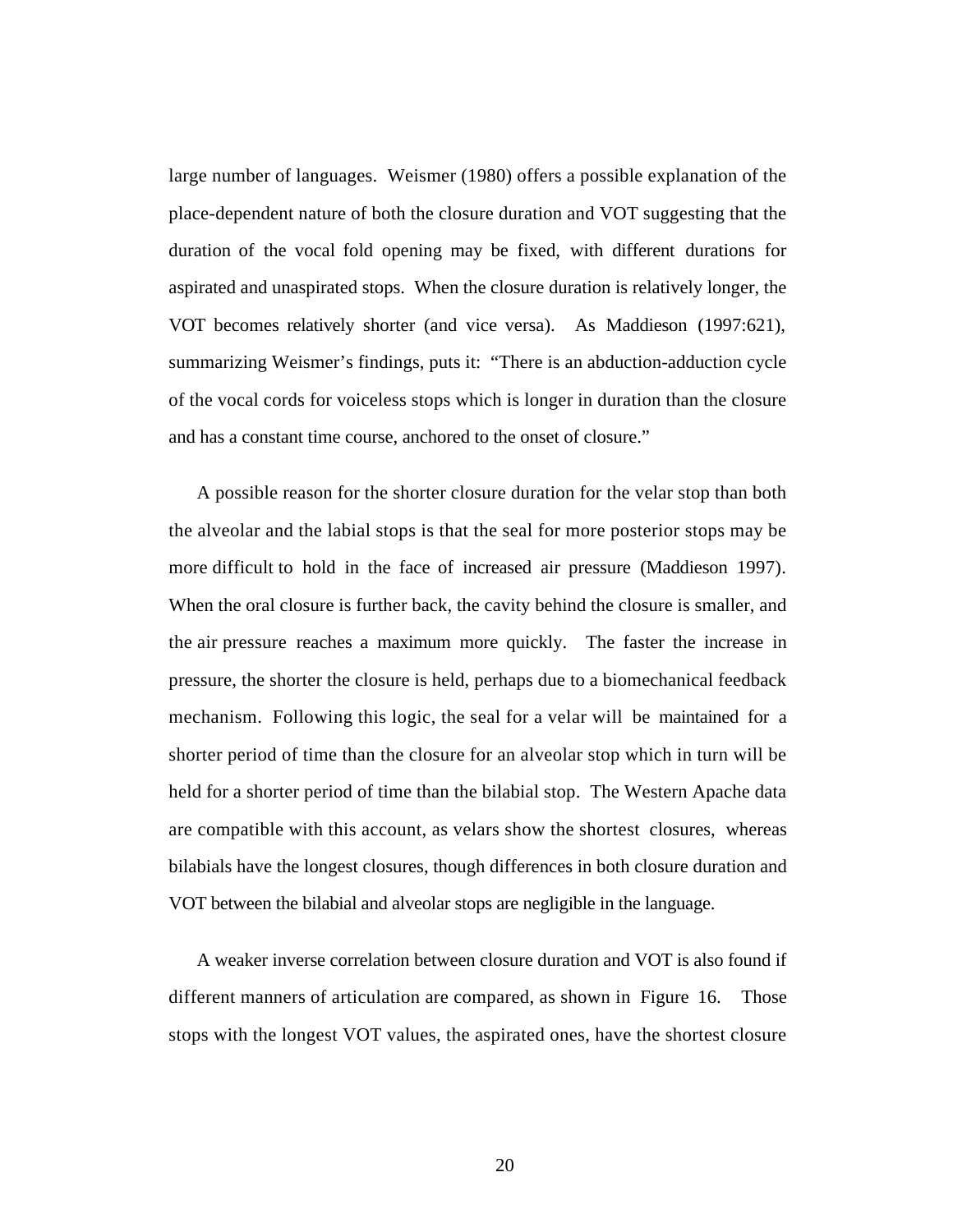large number of languages. Weismer (1980) offers a possible explanation of the place-dependent nature of both the closure duration and VOT suggesting that the duration of the vocal fold opening may be fixed, with different durations for aspirated and unaspirated stops. When the closure duration is relatively longer, the VOT becomes relatively shorter (and vice versa). As Maddieson (1997:621), summarizing Weismer's findings, puts it: "There is an abduction-adduction cycle of the vocal cords for voiceless stops which is longer in duration than the closure and has a constant time course, anchored to the onset of closure."

A possible reason for the shorter closure duration for the velar stop than both the alveolar and the labial stops is that the seal for more posterior stops may be more difficult to hold in the face of increased air pressure (Maddieson 1997). When the oral closure is further back, the cavity behind the closure is smaller, and the air pressure reaches a maximum more quickly. The faster the increase in pressure, the shorter the closure is held, perhaps due to a biomechanical feedback mechanism. Following this logic, the seal for a velar will be maintained for a shorter period of time than the closure for an alveolar stop which in turn will be held for a shorter period of time than the bilabial stop. The Western Apache data are compatible with this account, as velars show the shortest closures, whereas bilabials have the longest closures, though differences in both closure duration and VOT between the bilabial and alveolar stops are negligible in the language.

A weaker inverse correlation between closure duration and VOT is also found if different manners of articulation are compared, as shown in Figure 16. Those stops with the longest VOT values, the aspirated ones, have the shortest closure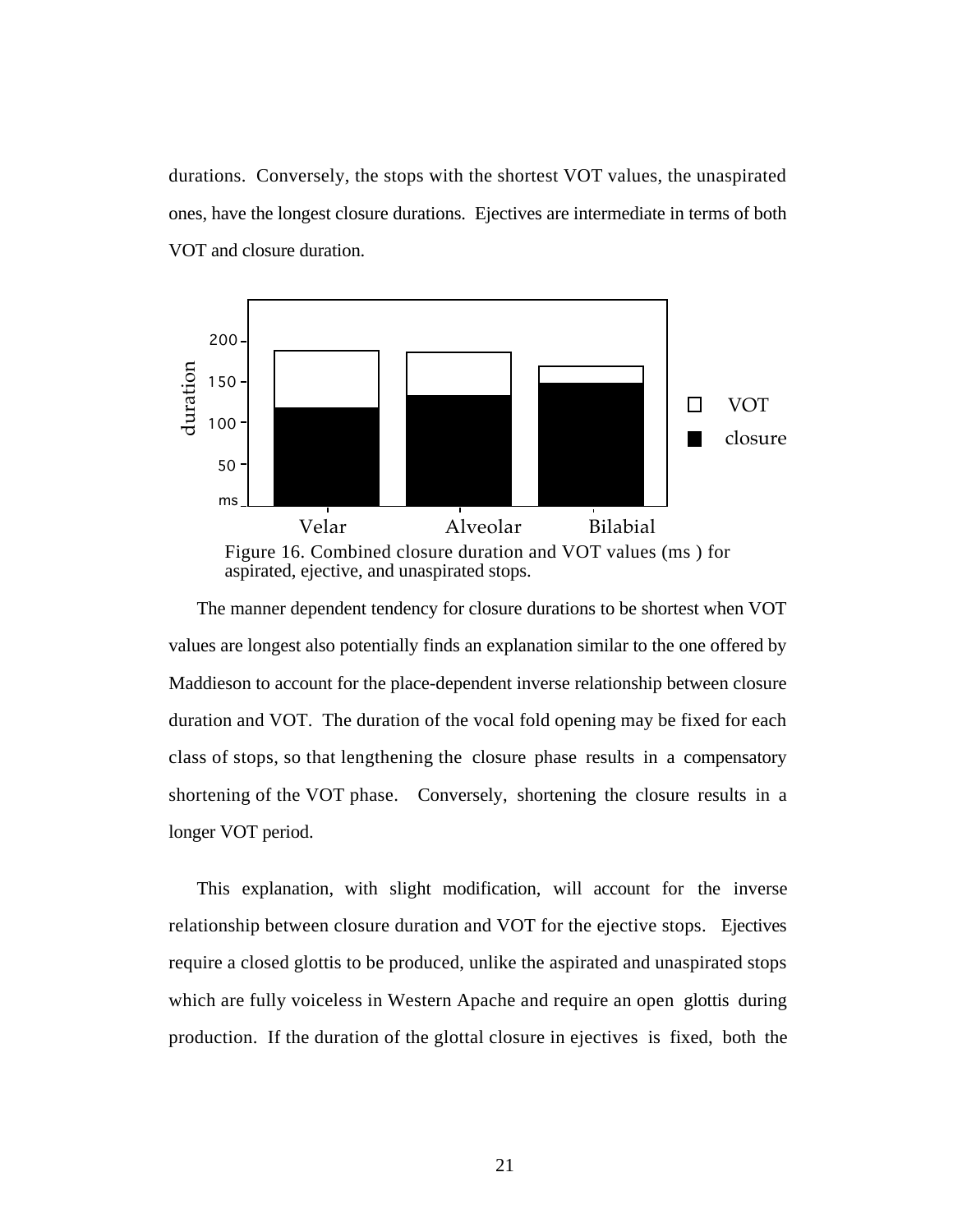durations. Conversely, the stops with the shortest VOT values, the unaspirated ones, have the longest closure durations. Ejectives are intermediate in terms of both VOT and closure duration.

Figure 16. Combined closure duration and VOT values (ms ) for aspirated, ejective, and unaspirated stops.

The manner dependent tendency for closure durations to be shortest when VOT values are longest also potentially finds an explanation similar to the one offered by Maddieson to account for the place-dependent inverse relationship between closure duration and VOT. The duration of the vocal fold opening may be fixed for each class of stops, so that lengthening the closure phase results in a compensatory shortening of the VOT phase. Conversely, shortening the closure results in a longer VOT period.

This explanation, with slight modification, will account for the inverse relationship between closure duration and VOT for the ejective stops. Ejectives require a closed glottis to be produced, unlike the aspirated and unaspirated stops which are fully voiceless in Western Apache and require an open glottis during production. If the duration of the glottal closure in ejectives is fixed, both the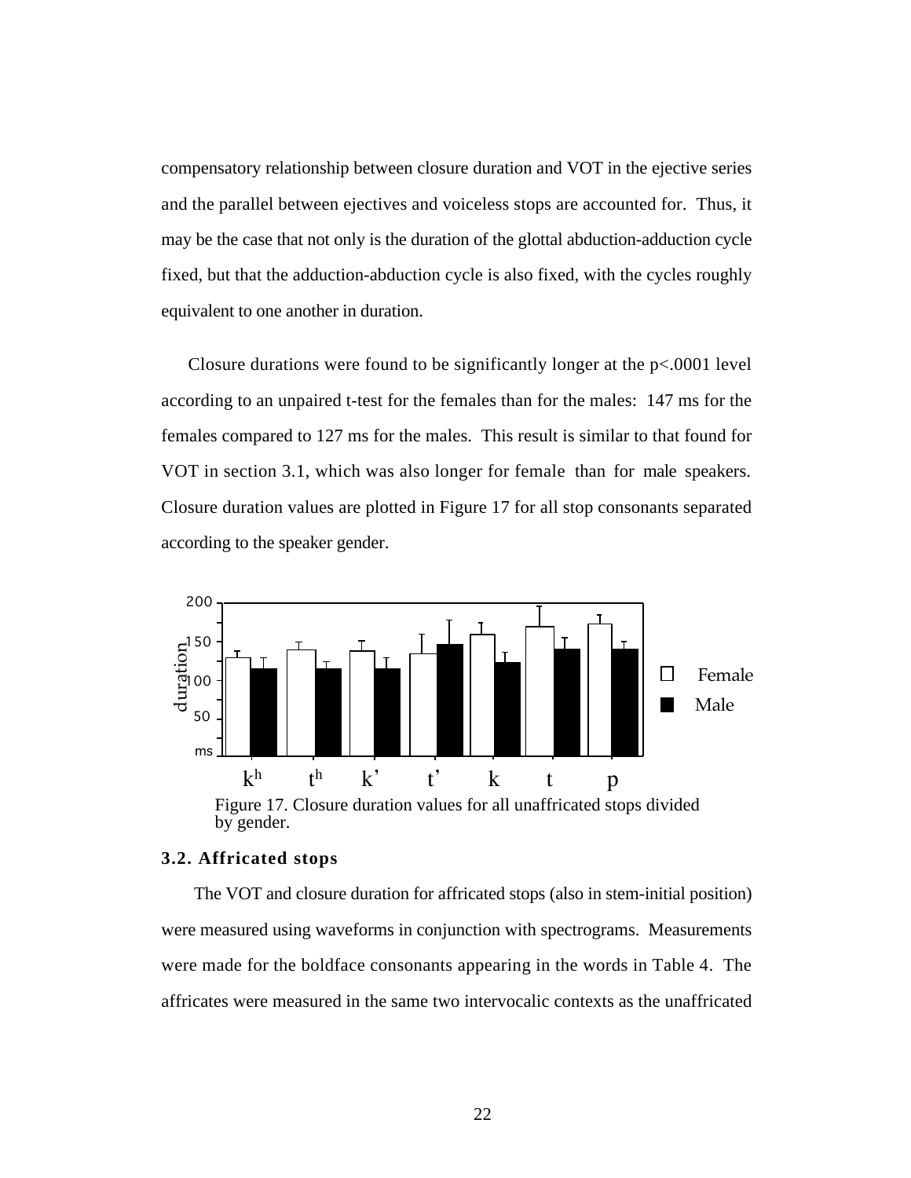compensatory relationship between closure duration and VOT in the ejective series and the parallel between ejectives and voiceless stops are accounted for. Thus, it may be the case that not only is the duration of the glottal abduction-adduction cycle fixed, but that the adduction-abduction cycle is also fixed, with the cycles roughly equivalent to one another in duration.

Closure durations were found to be significantly longer at the $p<.0001$ level according to an unpaired t-test for the females than for the males: 147 ms for the females compared to 127 ms for the males. This result is similar to that found for VOT in section 3.1, which was also longer for female than for male speakers. Closure duration values are plotted in Figure 17 for all stop consonants separated according to the speaker gender.

Figure 17. Closure duration values for all unaffricated stops divided by gender.

### 3.2. Affricated stops

The VOT and closure duration for affricated stops (also in stem-initial position) were measured using waveforms in conjunction with spectrograms. Measurements were made for the boldface consonants appearing in the words in Table 4. The affricates were measured in the same two intervocalic contexts as the unaffricated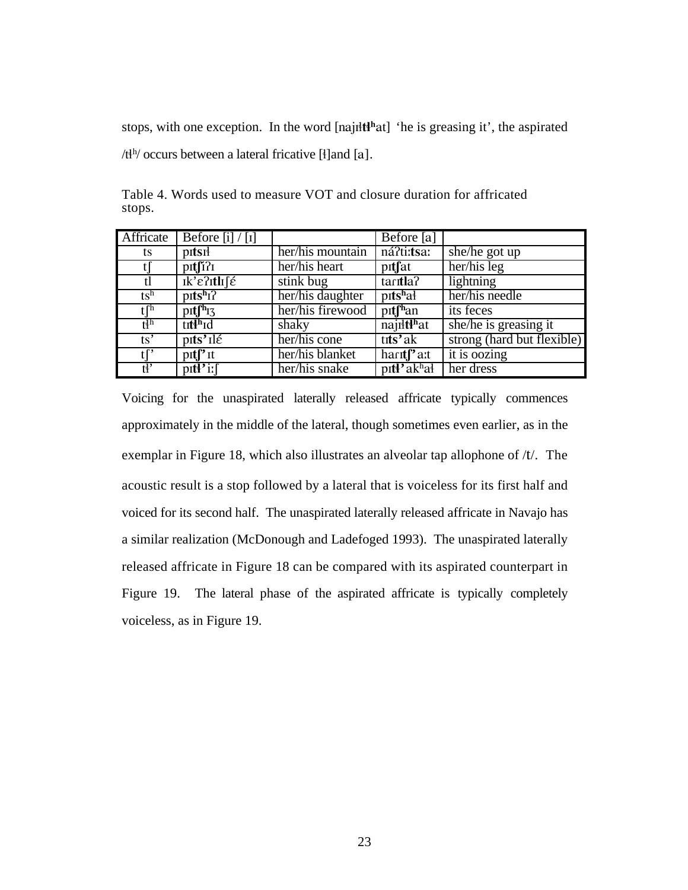stops, with one exception. In the word [najɪɬ**tɬʰ**at] 'he is greasing it', the aspirated /tɬʰ/ occurs between a lateral fricative [ɬ]and [a].

Table 4. Words used to measure VOT and closure duration for affricated stops.

| Affricate | Before [i] / [ɪ] | | Before [a] | |
|---|---|---|---|---|
| ts | pɪ**ts**ɪɬ | her/his mountain | náʔtiː**ts**aː | she/he got up |
| tʃ | pɪ**tʃ**íʔɪ | her/his heart | pɪ**tʃ**at | her/his leg |
| tl | ɪk'ɛʔɪ**tl**ɪʃɛ́ | stink bug | taɾɪ**tl**aʔ | lightning |
| tsʰ | pɪ**tsʰ**ɪʔ | her/his daughter | pɪ**tsʰ**aɬ | her/his needle |
| tʃʰ | pɪ**tʃʰ**ɪʒ | her/his firewood | pɪ**tʃʰ**an | its feces |
| tɬʰ | tɪ**tɬʰ**ɪd | shaky | najɪɬ**tɬʰ**at | she/he is greasing it |
| ts' | pɪ**ts'**ɪlɛ́ | her/his cone | tɪ**ts'**ak | strong (hard but flexible) |
| tʃ' | pɪ**tʃ'**ɪt | her/his blanket | haɾɪ**tʃ'**aːt | it is oozing |
| tɬ' | pɪ**tɬ'**iːʃ | her/his snake | pɪ**tɬ'**akʰaɬ | her dress |

Voicing for the unaspirated laterally released affricate typically commences approximately in the middle of the lateral, though sometimes even earlier, as in the exemplar in Figure 18, which also illustrates an alveolar tap allophone of /t/. The acoustic result is a stop followed by a lateral that is voiceless for its first half and voiced for its second half. The unaspirated laterally released affricate in Navajo has a similar realization (McDonough and Ladefoged 1993). The unaspirated laterally released affricate in Figure 18 can be compared with its aspirated counterpart in Figure 19. The lateral phase of the aspirated affricate is typically completely voiceless, as in Figure 19.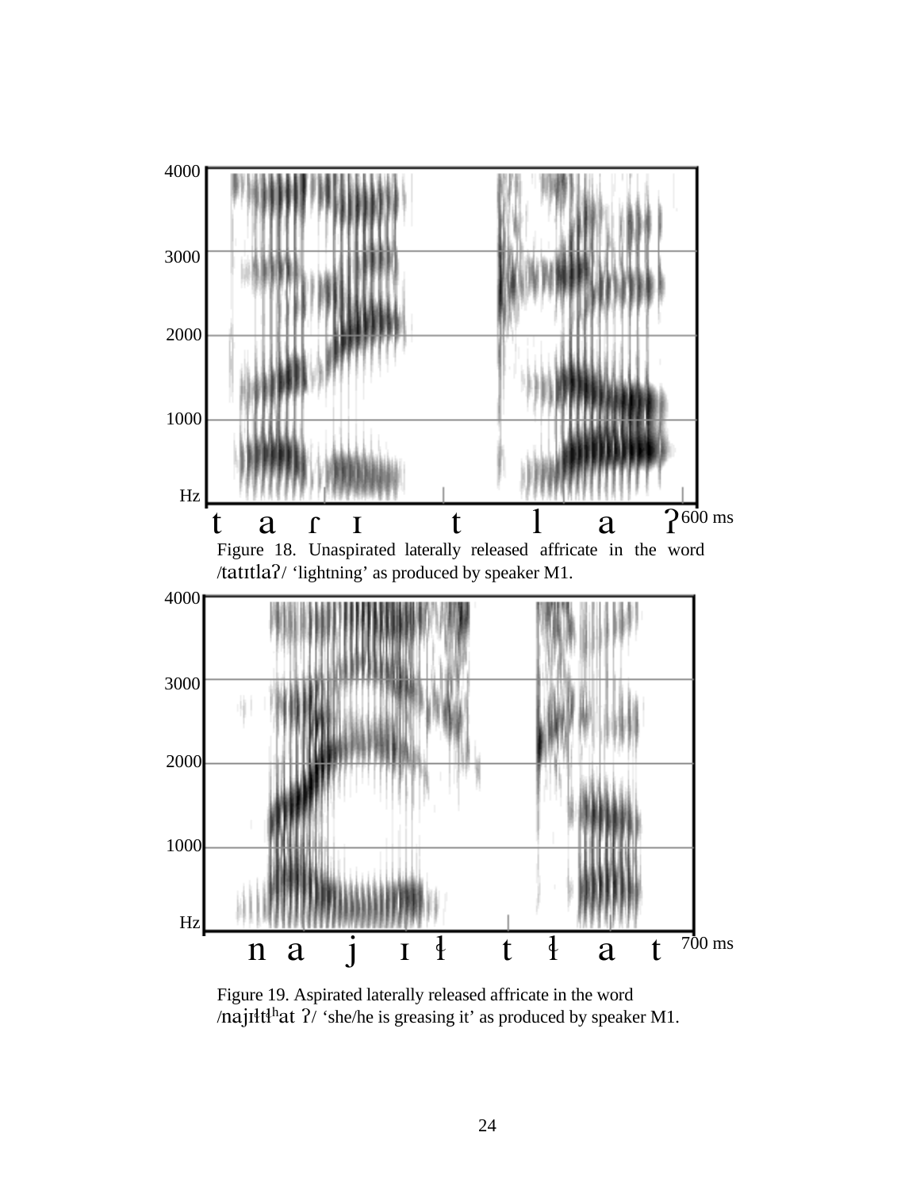Figure 18. Unaspirated laterally released affricate in the word /tatɪtlaʔ/ ‘lightning’ as produced by speaker M1.

Figure 19. Aspirated laterally released affricate in the word /najɪɬtɬʰat ʔ/ ‘she/he is greasing it’ as produced by speaker M1.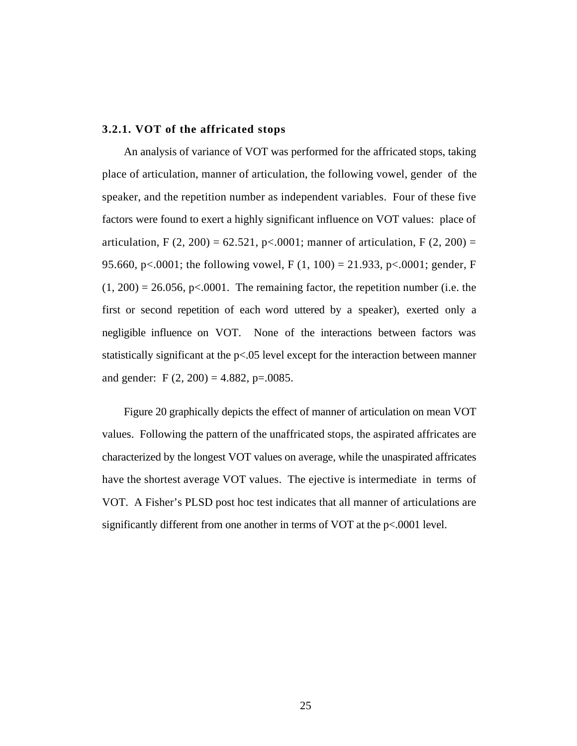### 3.2.1. VOT of the affricated stops

An analysis of variance of VOT was performed for the affricated stops, taking place of articulation, manner of articulation, the following vowel, gender of the speaker, and the repetition number as independent variables. Four of these five factors were found to exert a highly significant influence on VOT values: place of articulation, $F(2, 200) = 62.521$, $p<.0001$; manner of articulation, $F(2, 200) = 95.660$, $p<.0001$; the following vowel, $F(1, 100) = 21.933$, $p<.0001$; gender, $F(1, 200) = 26.056$, $p<.0001$. The remaining factor, the repetition number (i.e. the first or second repetition of each word uttered by a speaker), exerted only a negligible influence on VOT. None of the interactions between factors was statistically significant at the $p<.05$ level except for the interaction between manner and gender: $F(2, 200) = 4.882$, $p=.0085$.

Figure 20 graphically depicts the effect of manner of articulation on mean VOT values. Following the pattern of the unaffricated stops, the aspirated affricates are characterized by the longest VOT values on average, while the unaspirated affricates have the shortest average VOT values. The ejective is intermediate in terms of VOT. A Fisher's PLSD post hoc test indicates that all manner of articulations are significantly different from one another in terms of VOT at the $p<.0001$ level.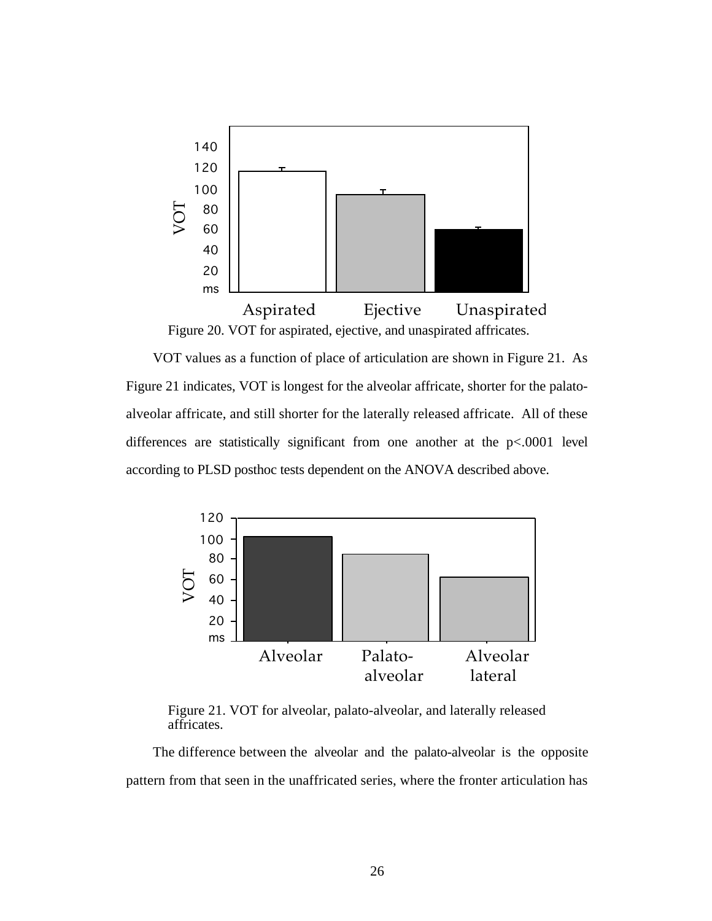Figure 20. VOT for aspirated, ejective, and unaspirated affricates.

VOT values as a function of place of articulation are shown in Figure 21. As Figure 21 indicates, VOT is longest for the alveolar affricate, shorter for the palato-alveolar affricate, and still shorter for the laterally released affricate. All of these differences are statistically significant from one another at the p<.0001 level according to PLSD posthoc tests dependent on the ANOVA described above.

Figure 21. VOT for alveolar, palato-alveolar, and laterally released affricates.

The difference between the alveolar and the palato-alveolar is the opposite pattern from that seen in the unaffricated series, where the fronter articulation has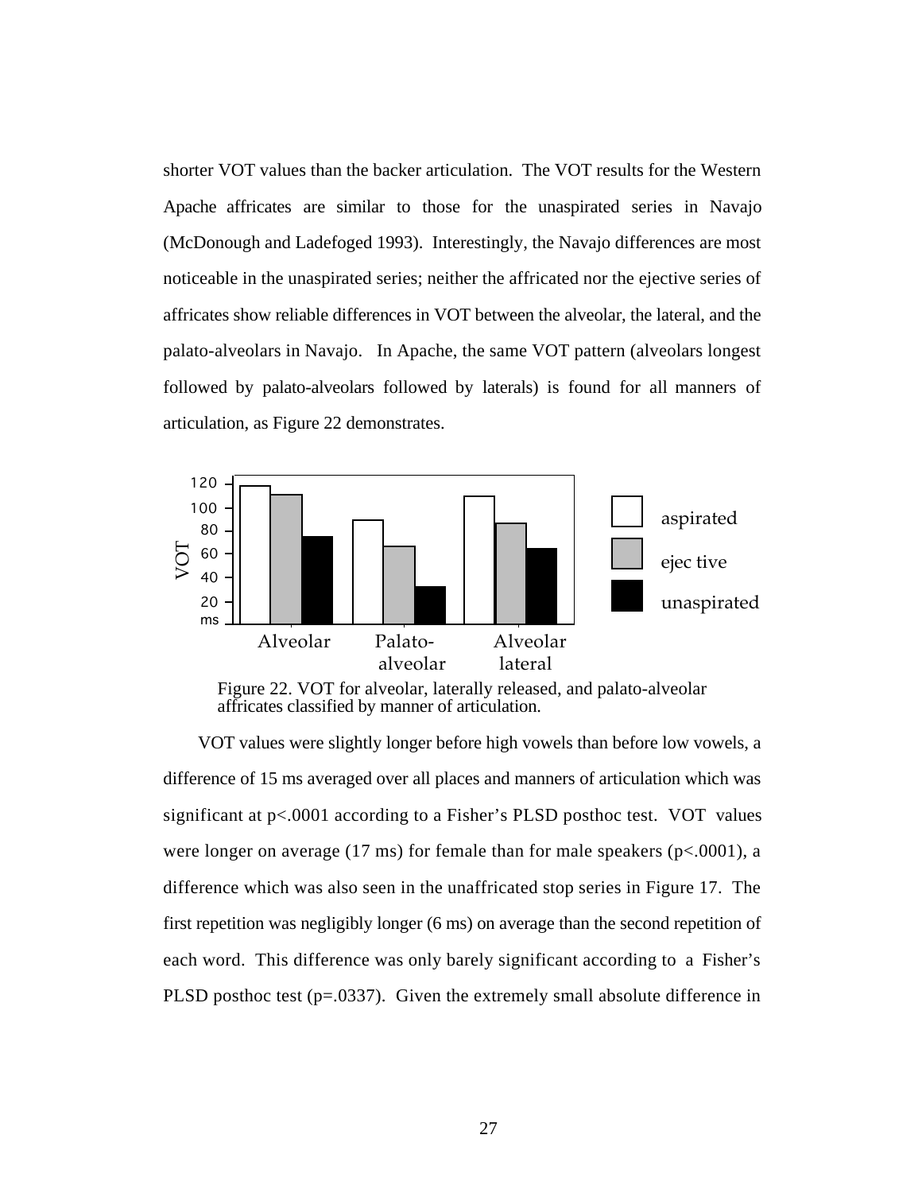shorter VOT values than the backer articulation. The VOT results for the Western Apache affricates are similar to those for the unaspirated series in Navajo (McDonough and Ladefoged 1993). Interestingly, the Navajo differences are most noticeable in the unaspirated series; neither the affricated nor the ejective series of affricates show reliable differences in VOT between the alveolar, the lateral, and the palato-alveolars in Navajo. In Apache, the same VOT pattern (alveolars longest followed by palato-alveolars followed by laterals) is found for all manners of articulation, as Figure 22 demonstrates.

Figure 22. VOT for alveolar, laterally released, and palato-alveolar affricates classified by manner of articulation.

VOT values were slightly longer before high vowels than before low vowels, a difference of 15 ms averaged over all places and manners of articulation which was significant at $p<.0001$ according to a Fisher's PLSD posthoc test. VOT values were longer on average (17 ms) for female than for male speakers ($p<.0001$), a difference which was also seen in the unaffricated stop series in Figure 17. The first repetition was negligibly longer (6 ms) on average than the second repetition of each word. This difference was only barely significant according to a Fisher's PLSD posthoc test ($p=.0337$). Given the extremely small absolute difference in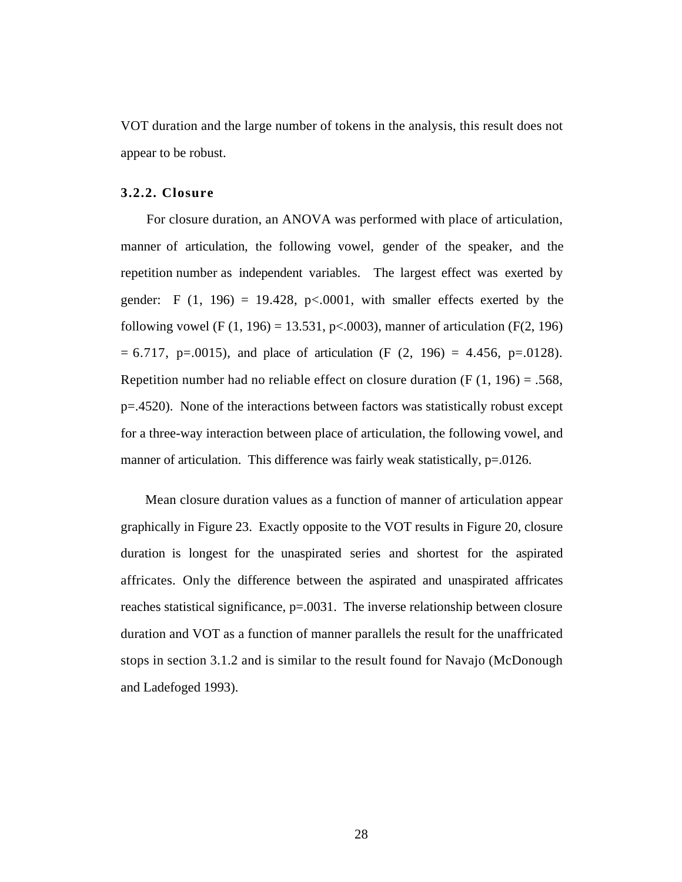VOT duration and the large number of tokens in the analysis, this result does not appear to be robust.

### 3.2.2. Closure

For closure duration, an ANOVA was performed with place of articulation, manner of articulation, the following vowel, gender of the speaker, and the repetition number as independent variables. The largest effect was exerted by gender: $F(1, 196) = 19.428$, $p<.0001$, with smaller effects exerted by the following vowel ($F(1, 196) = 13.531$, $p<.0003$), manner of articulation ($F(2, 196) = 6.717$, $p=.0015$), and place of articulation ($F(2, 196) = 4.456$, $p=.0128$). Repetition number had no reliable effect on closure duration ($F(1, 196) = .568$, $p=.4520$). None of the interactions between factors was statistically robust except for a three-way interaction between place of articulation, the following vowel, and manner of articulation. This difference was fairly weak statistically, $p=.0126$.

Mean closure duration values as a function of manner of articulation appear graphically in Figure 23. Exactly opposite to the VOT results in Figure 20, closure duration is longest for the unaspirated series and shortest for the aspirated affricates. Only the difference between the aspirated and unaspirated affricates reaches statistical significance, $p=.0031$. The inverse relationship between closure duration and VOT as a function of manner parallels the result for the unaffricated stops in section 3.1.2 and is similar to the result found for Navajo (McDonough and Ladefoged 1993).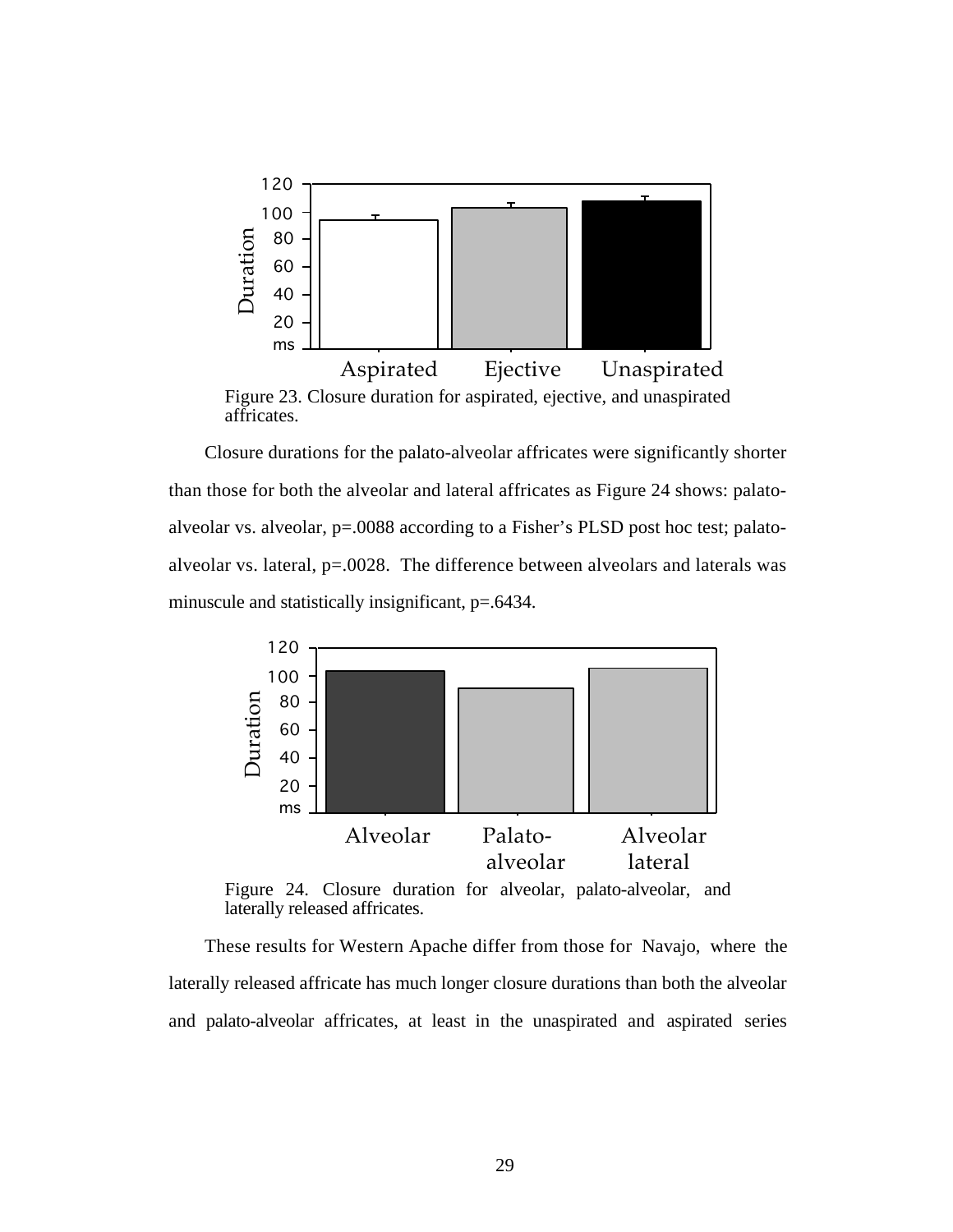Figure 23. Closure duration for aspirated, ejective, and unaspirated affricates.

Closure durations for the palato-alveolar affricates were significantly shorter than those for both the alveolar and lateral affricates as Figure 24 shows: palato-alveolar vs. alveolar, p=.0088 according to a Fisher's PLSD post hoc test; palato-alveolar vs. lateral, p=.0028. The difference between alveolars and laterals was minuscule and statistically insignificant, p=.6434.

Figure 24. Closure duration for alveolar, palato-alveolar, and laterally released affricates.

These results for Western Apache differ from those for Navajo, where the laterally released affricate has much longer closure durations than both the alveolar and palato-alveolar affricates, at least in the unaspirated and aspirated series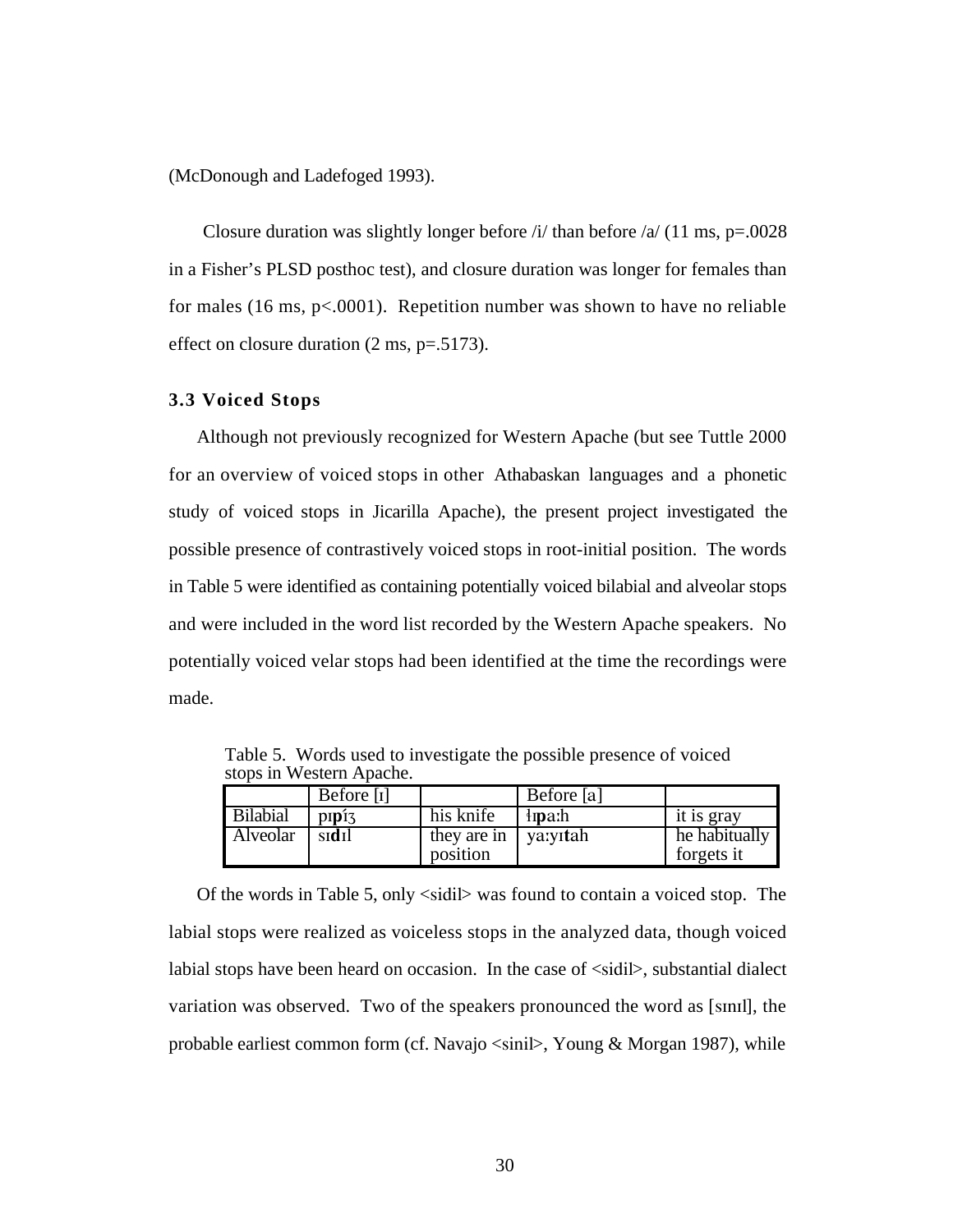(McDonough and Ladefoged 1993).

Closure duration was slightly longer before /i/ than before /a/ (11 ms, p=.0028 in a Fisher's PLSD posthoc test), and closure duration was longer for females than for males (16 ms, p<.0001). Repetition number was shown to have no reliable effect on closure duration (2 ms, p=.5173).

### 3.3 Voiced Stops

Although not previously recognized for Western Apache (but see Tuttle 2000 for an overview of voiced stops in other Athabaskan languages and a phonetic study of voiced stops in Jicarilla Apache), the present project investigated the possible presence of contrastively voiced stops in root-initial position. The words in Table 5 were identified as containing potentially voiced bilabial and alveolar stops and were included in the word list recorded by the Western Apache speakers. No potentially voiced velar stops had been identified at the time the recordings were made.

Table 5. Words used to investigate the possible presence of voiced stops in Western Apache.

| | Before [ɪ] | | Before [a] | |
|---|---|---|---|---|
| Bilabial | pɪ**pɪ́**ʒ | his knife | ɬɪ**p**aːh | it is gray |
| Alveolar | sɪ**d**ɪl | they are in position | yaːyɪ**t**ah | he habitually forgets it |

Of the words in Table 5, only <sidil> was found to contain a voiced stop. The labial stops were realized as voiceless stops in the analyzed data, though voiced labial stops have been heard on occasion. In the case of <sidil>, substantial dialect variation was observed. Two of the speakers pronounced the word as [sɪnɪl], the probable earliest common form (cf. Navajo <sinil>, Young & Morgan 1987), while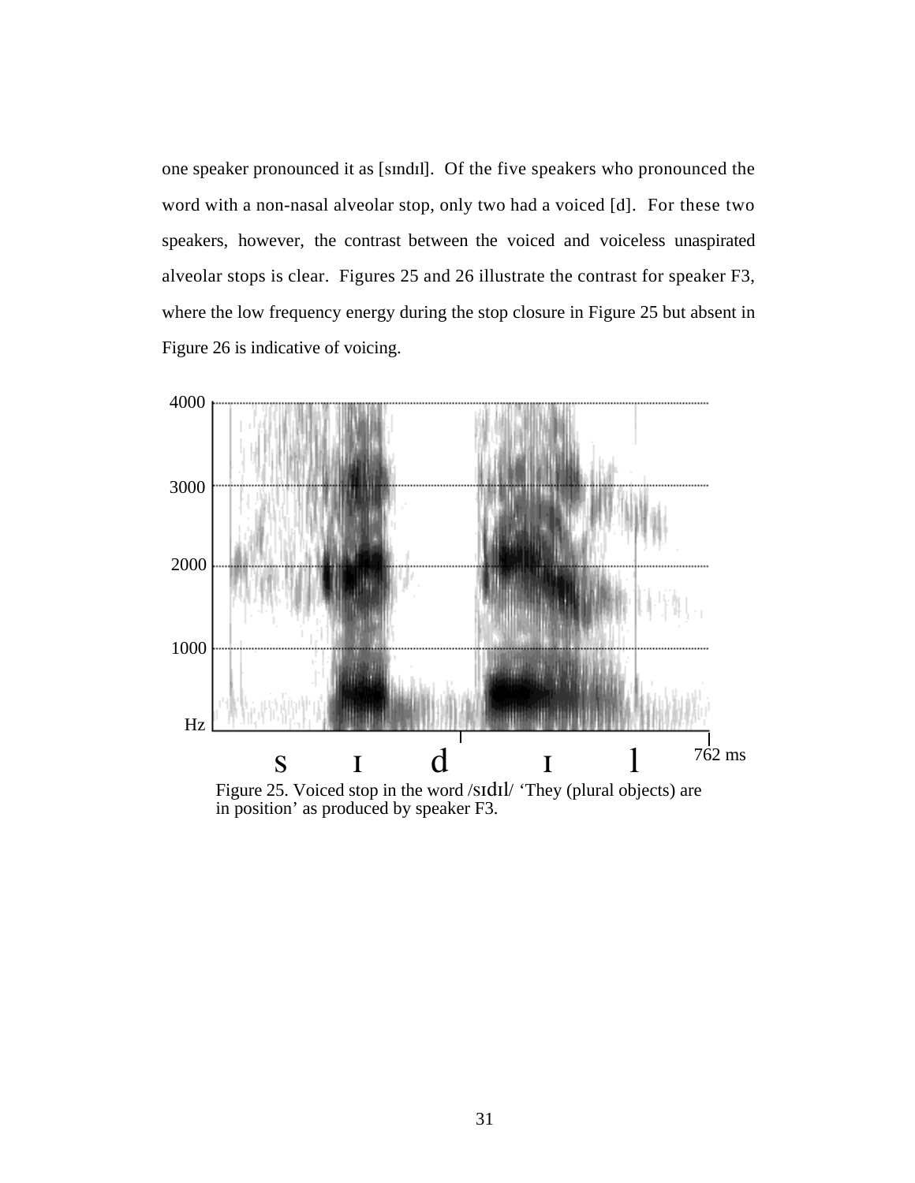one speaker pronounced it as [sındıl]. Of the five speakers who pronounced the word with a non-nasal alveolar stop, only two had a voiced [d]. For these two speakers, however, the contrast between the voiced and voiceless unaspirated alveolar stops is clear. Figures 25 and 26 illustrate the contrast for speaker F3, where the low frequency energy during the stop closure in Figure 25 but absent in Figure 26 is indicative of voicing.

Figure 25. Voiced stop in the word /sɪdɪl/ 'They (plural objects) are in position' as produced by speaker F3.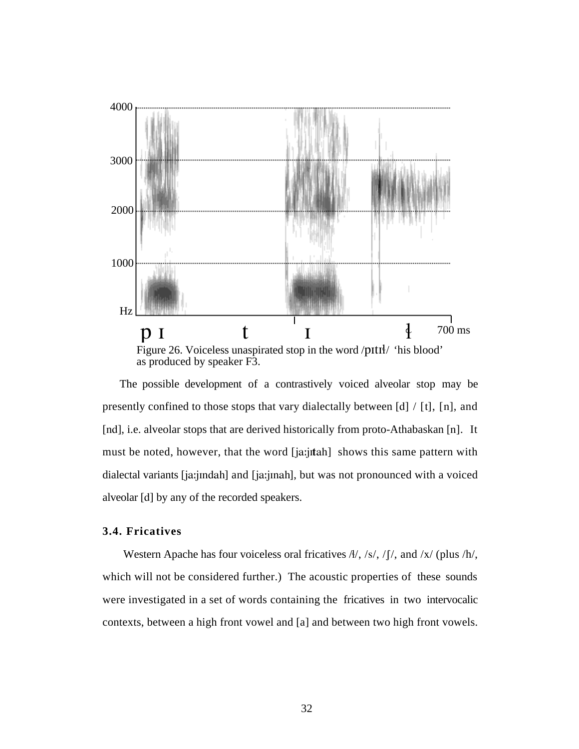Figure 26. Voiceless unaspirated stop in the word /pɪtɪɬ/ 'his blood' as produced by speaker F3.

The possible development of a contrastively voiced alveolar stop may be presently confined to those stops that vary dialectally between [d] / [t], [n], and [nd], i.e. alveolar stops that are derived historically from proto-Athabaskan [n]. It must be noted, however, that the word [jaːjɪtah] shows this same pattern with dialectal variants [jaːjɪndah] and [jaːjɪnah], but was not pronounced with a voiced alveolar [d] by any of the recorded speakers.

### 3.4. Fricatives

Western Apache has four voiceless oral fricatives /ɬ/, /s/, /ʃ/, and /x/ (plus /h/, which will not be considered further.) The acoustic properties of these sounds were investigated in a set of words containing the fricatives in two intervocalic contexts, between a high front vowel and [a] and between two high front vowels.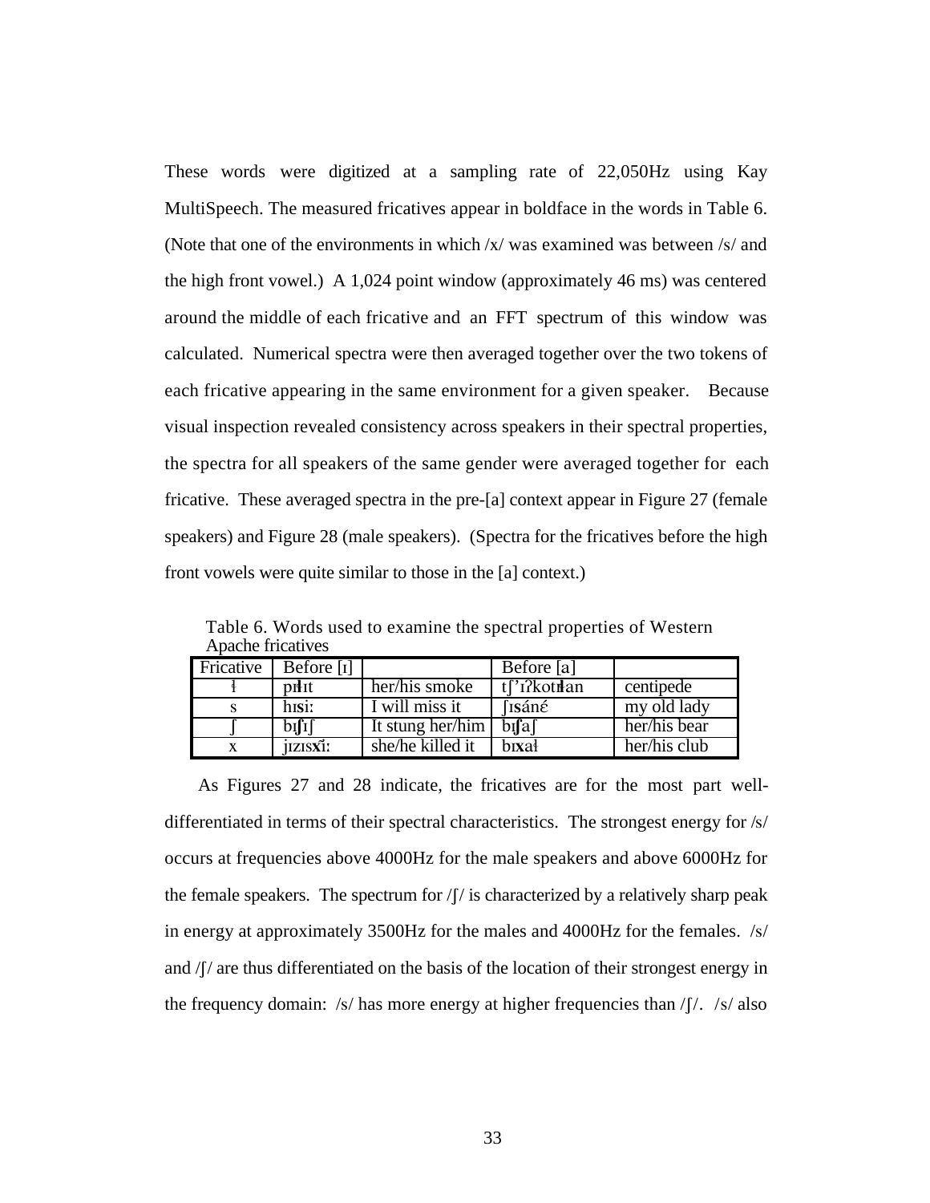These words were digitized at a sampling rate of 22,050Hz using Kay MultiSpeech. The measured fricatives appear in boldface in the words in Table 6. (Note that one of the environments in which /x/ was examined was between /s/ and the high front vowel.) A 1,024 point window (approximately 46 ms) was centered around the middle of each fricative and an FFT spectrum of this window was calculated. Numerical spectra were then averaged together over the two tokens of each fricative appearing in the same environment for a given speaker. Because visual inspection revealed consistency across speakers in their spectral properties, the spectra for all speakers of the same gender were averaged together for each fricative. These averaged spectra in the pre-[a] context appear in Figure 27 (female speakers) and Figure 28 (male speakers). (Spectra for the fricatives before the high front vowels were quite similar to those in the [a] context.)

Table 6. Words used to examine the spectral properties of Western Apache fricatives

| Fricative | Before [ɪ] | | Before [a] | |
|---|---|---|---|---|
| ɬ | pɪ**ɬ**ɪt | her/his smoke | tʃ’ɪʔkotɪ**ɬ**an | centipede |
| s | hɪ**s**iː | I will miss it | ʃɪ**s**ánɛ́ | my old lady |
| ʃ | bɪ**ʃ**ɪʃ | It stung her/him | bɪ**ʃ**aʃ | her/his bear |
| x | jɪzɪs**x**ĩː | she/he killed it | bɪ**x**aɬ | her/his club |

As Figures 27 and 28 indicate, the fricatives are for the most part well-differentiated in terms of their spectral characteristics. The strongest energy for /s/ occurs at frequencies above 4000Hz for the male speakers and above 6000Hz for the female speakers. The spectrum for /ʃ/ is characterized by a relatively sharp peak in energy at approximately 3500Hz for the males and 4000Hz for the females. /s/ and /ʃ/ are thus differentiated on the basis of the location of their strongest energy in the frequency domain: /s/ has more energy at higher frequencies than /ʃ/. /s/ also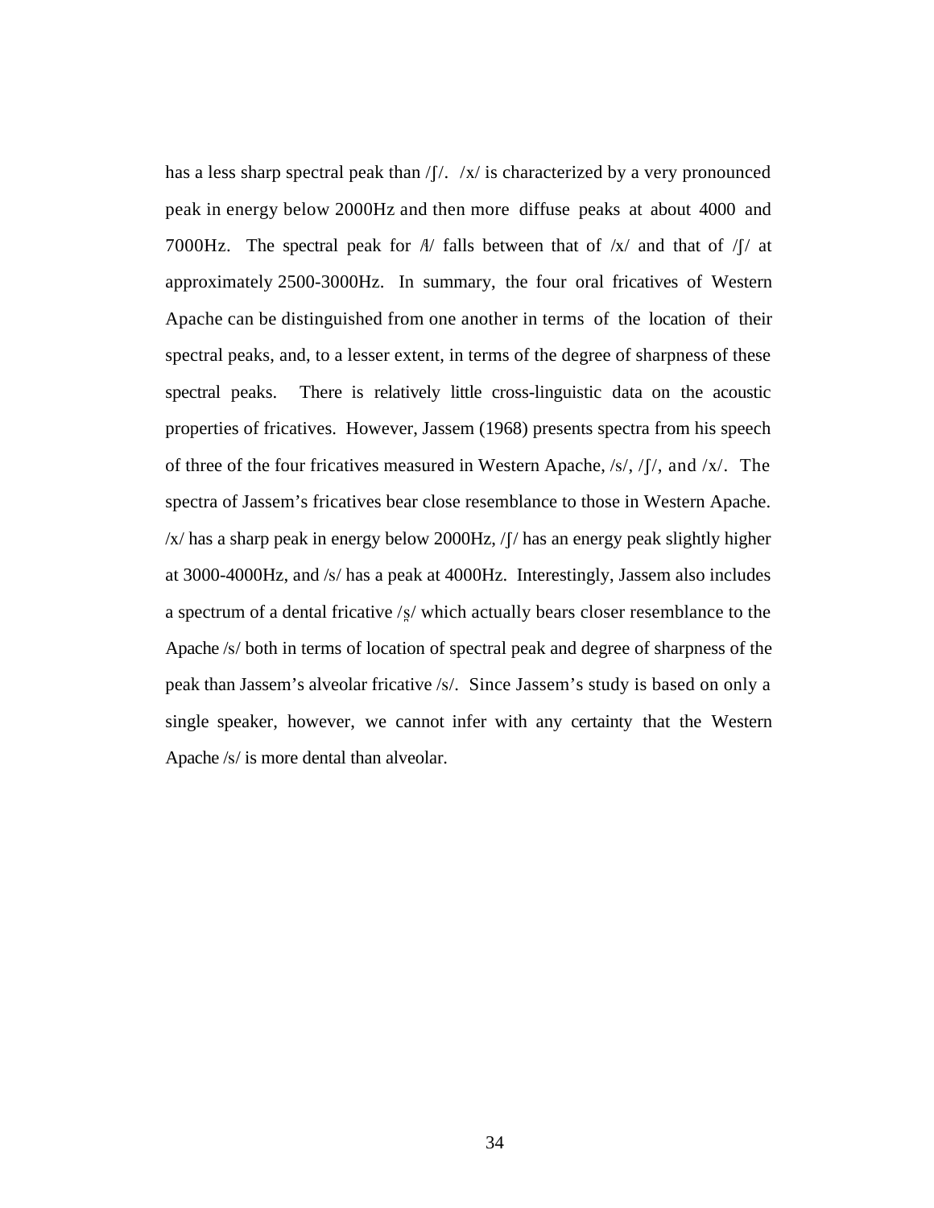has a less sharp spectral peak than /ʃ/. /x/ is characterized by a very pronounced peak in energy below 2000Hz and then more diffuse peaks at about 4000 and 7000Hz. The spectral peak for /ɬ/ falls between that of /x/ and that of /ʃ/ at approximately 2500-3000Hz. In summary, the four oral fricatives of Western Apache can be distinguished from one another in terms of the location of their spectral peaks, and, to a lesser extent, in terms of the degree of sharpness of these spectral peaks. There is relatively little cross-linguistic data on the acoustic properties of fricatives. However, Jassem (1968) presents spectra from his speech of three of the four fricatives measured in Western Apache, /s/, /ʃ/, and /x/. The spectra of Jassem's fricatives bear close resemblance to those in Western Apache. /x/ has a sharp peak in energy below 2000Hz, /ʃ/ has an energy peak slightly higher at 3000-4000Hz, and /s/ has a peak at 4000Hz. Interestingly, Jassem also includes a spectrum of a dental fricative /s̪/ which actually bears closer resemblance to the Apache /s/ both in terms of location of spectral peak and degree of sharpness of the peak than Jassem's alveolar fricative /s/. Since Jassem's study is based on only a single speaker, however, we cannot infer with any certainty that the Western Apache /s/ is more dental than alveolar.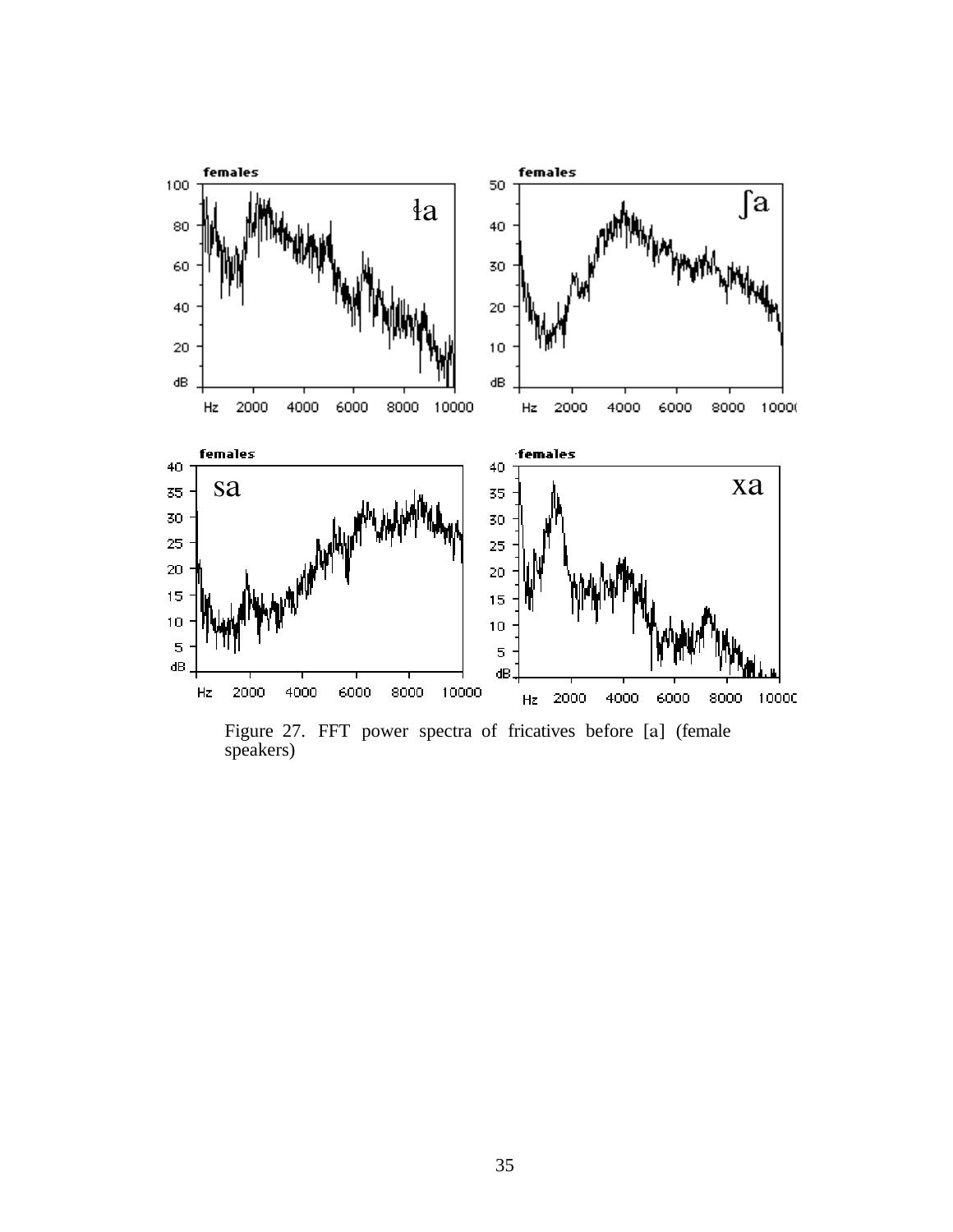Figure 27. FFT power spectra of fricatives before [a] (female speakers)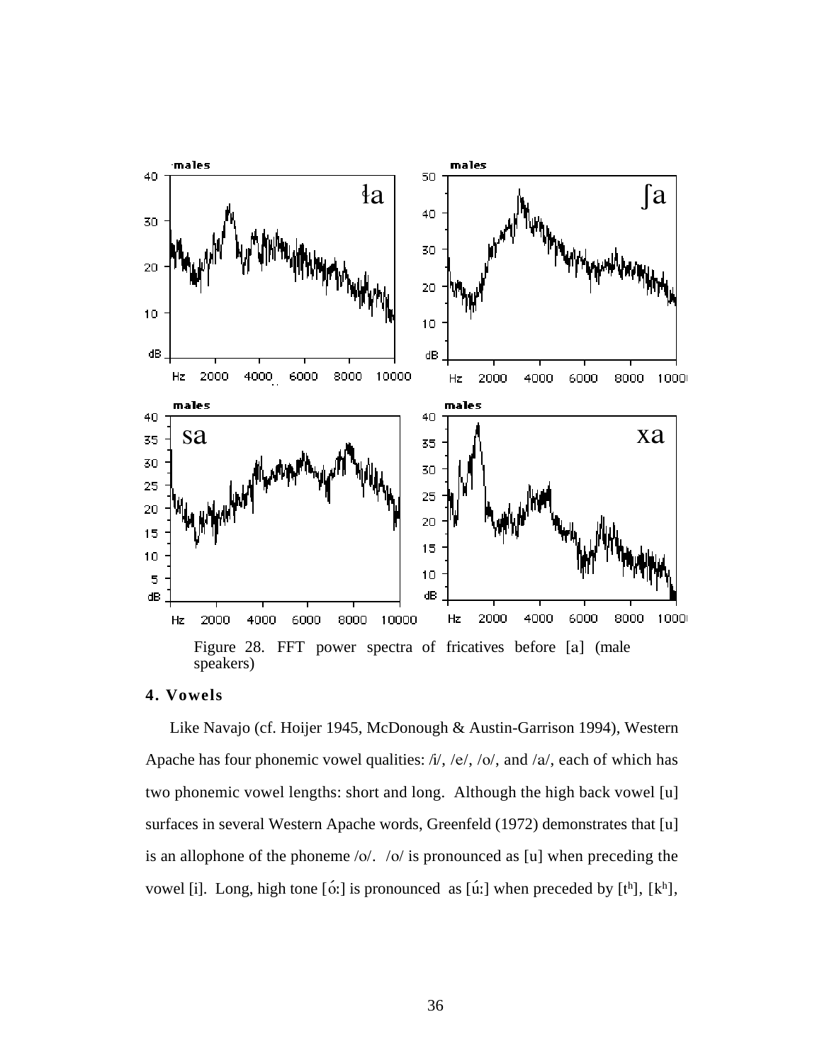Figure 28. FFT power spectra of fricatives before [a] (male speakers)

### 4. Vowels

Like Navajo (cf. Hoijer 1945, McDonough & Austin-Garrison 1994), Western Apache has four phonemic vowel qualities: /i/, /e/, /o/, and /a/, each of which has two phonemic vowel lengths: short and long. Although the high back vowel [u] surfaces in several Western Apache words, Greenfeld (1972) demonstrates that [u] is an allophone of the phoneme /o/. /o/ is pronounced as [u] when preceding the vowel [i]. Long, high tone [ó:] is pronounced as [ú:] when preceded by [tʰ], [kʰ],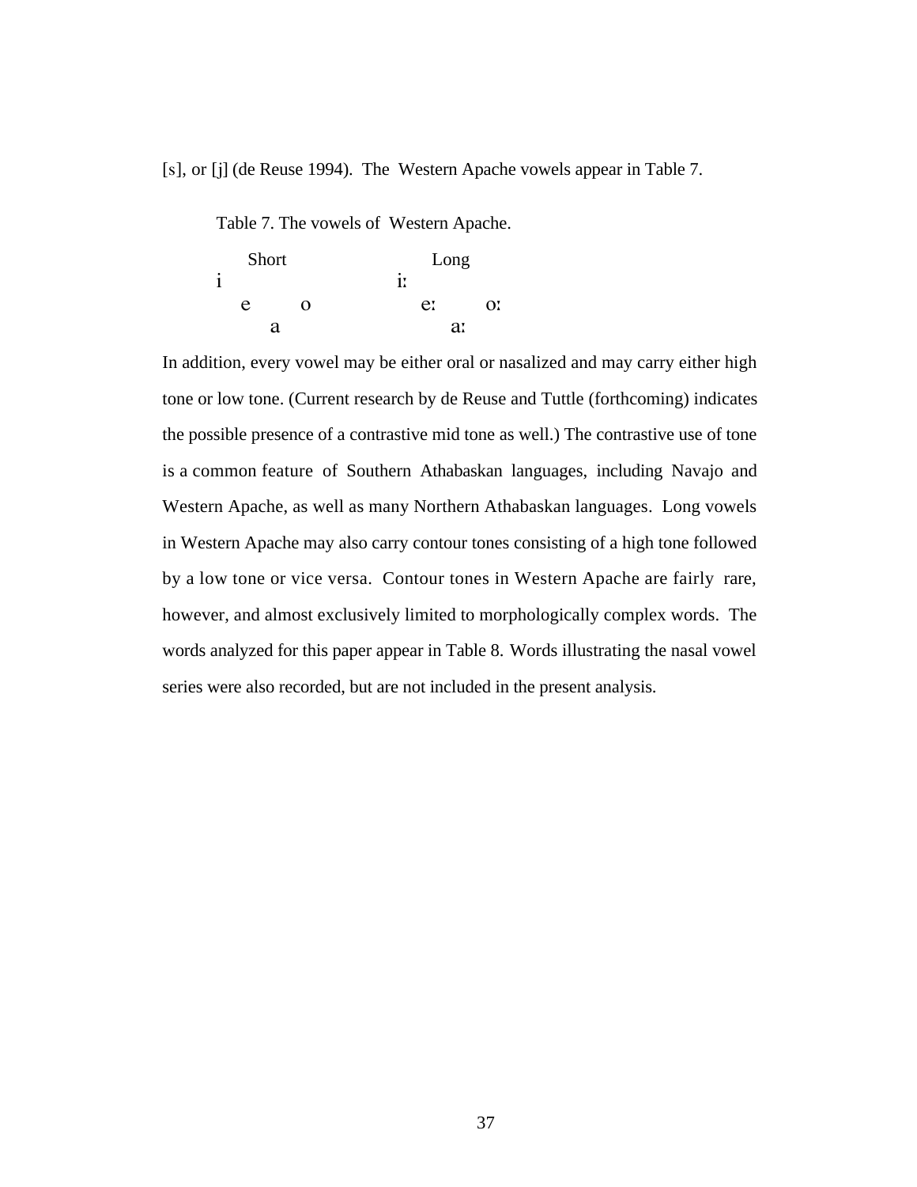[s], or [j] (de Reuse 1994). The Western Apache vowels appear in Table 7.

Table 7. The vowels of Western Apache.

| Short | | | Long | | |
|---|---|---|---|---|---|
| i | | | iː | | |
| | e | o | | eː | oː |
| | a | | | aː | |

In addition, every vowel may be either oral or nasalized and may carry either high tone or low tone. (Current research by de Reuse and Tuttle (forthcoming) indicates the possible presence of a contrastive mid tone as well.) The contrastive use of tone is a common feature of Southern Athabaskan languages, including Navajo and Western Apache, as well as many Northern Athabaskan languages. Long vowels in Western Apache may also carry contour tones consisting of a high tone followed by a low tone or vice versa. Contour tones in Western Apache are fairly rare, however, and almost exclusively limited to morphologically complex words. The words analyzed for this paper appear in Table 8. Words illustrating the nasal vowel series were also recorded, but are not included in the present analysis.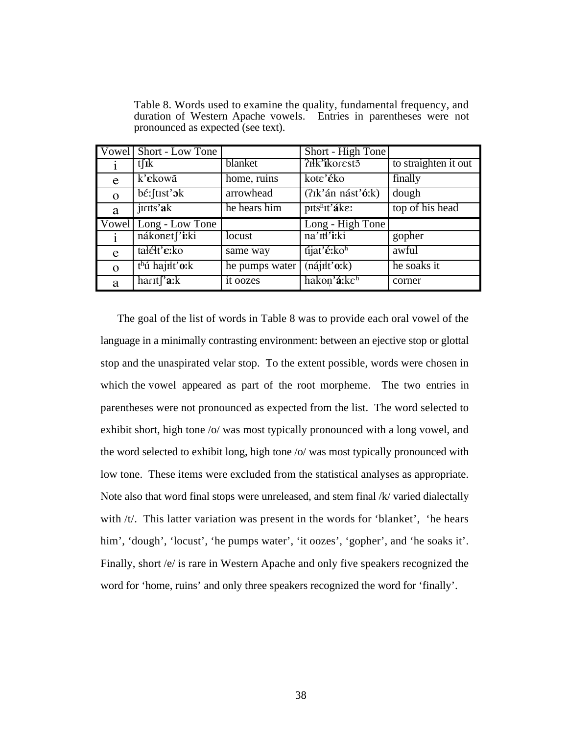Table 8. Words used to examine the quality, fundamental frequency, and duration of Western Apache vowels. Entries in parentheses were not pronounced as expected (see text).

| Vowel | Short - Low Tone | | Short - High Tone | |
|---|---|---|---|---|
| i | tʃ**ɪ**k | blanket | ʔɪɬk'**ɪ́**korɛstɔ̃ | to straighten it out |
| e | k'**ɛ**kowã | home, ruins | kotɛ'**ɛ́**ko | finally |
| o | bɛ́:ʃtɪst'**ɔ**k | arrowhead | (ʔɪk'án nást'**ó**:k) | dough |
| a | jɪɾɪts'**a**k | he hears him | pɪtsʰɪt'**á**kɛ: | top of his head |
| Vowel | Long - Low Tone | | Long - High Tone | |
| i | nákonɛtʃ'**i**:ki | locust | na'ɪtɬ'**i**:ki | gopher |
| e | taɬɛ́ɬt'**ɛ**:ko | same way | tíjat'**ɛ́**:koʰ | awful |
| o | tʰú hajɪɬt'**o**:k | he pumps water | (nájɪɬt'**o**:k) | he soaks it |
| a | haɾɪtʃ'**a**:k | it oozes | hakon̥'**á**:kɛʰ | corner |

The goal of the list of words in Table 8 was to provide each oral vowel of the language in a minimally contrasting environment: between an ejective stop or glottal stop and the unaspirated velar stop. To the extent possible, words were chosen in which the vowel appeared as part of the root morpheme. The two entries in parentheses were not pronounced as expected from the list. The word selected to exhibit short, high tone /o/ was most typically pronounced with a long vowel, and the word selected to exhibit long, high tone /o/ was most typically pronounced with low tone. These items were excluded from the statistical analyses as appropriate. Note also that word final stops were unreleased, and stem final /k/ varied dialectally with /t/. This latter variation was present in the words for 'blanket', 'he hears him', 'dough', 'locust', 'he pumps water', 'it oozes', 'gopher', and 'he soaks it'. Finally, short /e/ is rare in Western Apache and only five speakers recognized the word for 'home, ruins' and only three speakers recognized the word for 'finally'.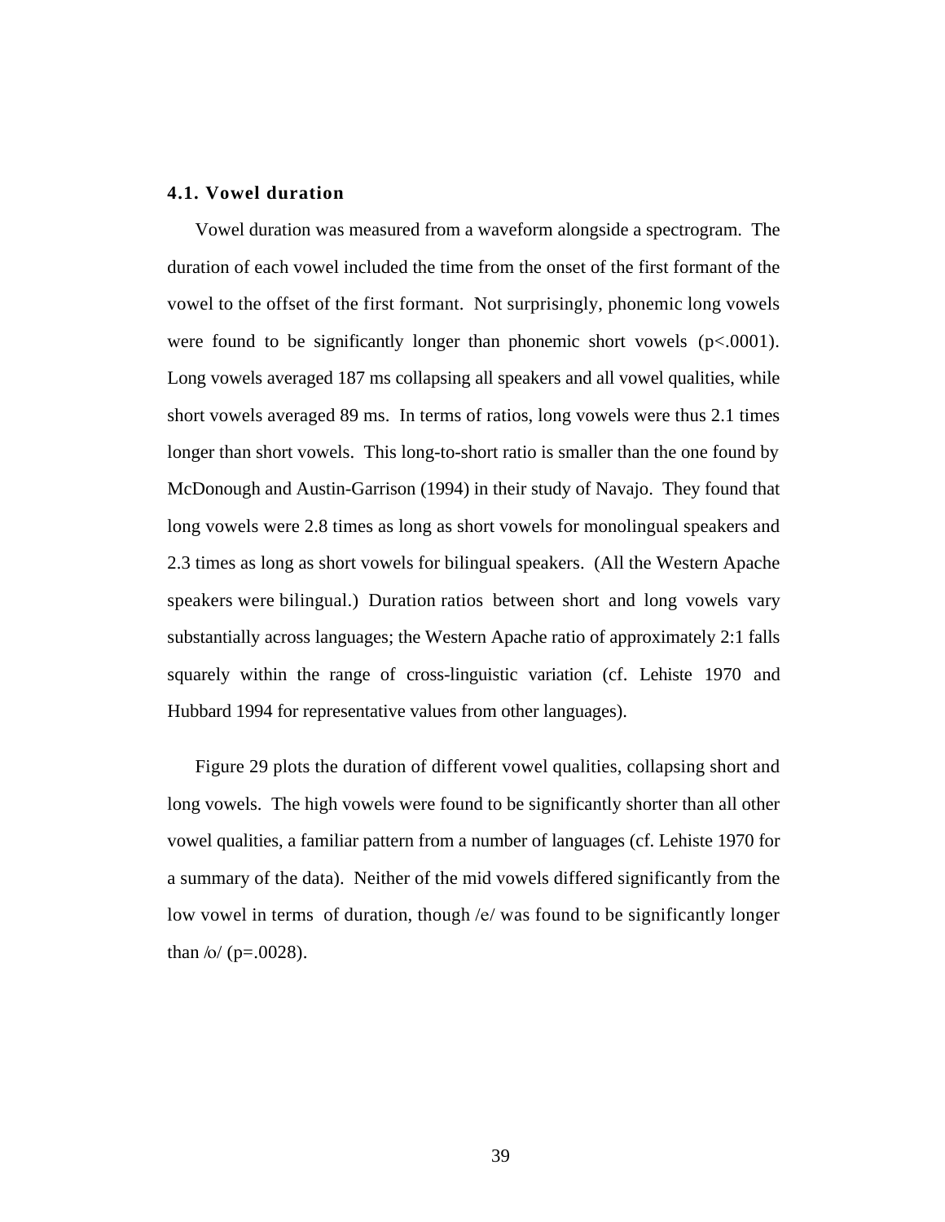### 4.1. Vowel duration

Vowel duration was measured from a waveform alongside a spectrogram. The duration of each vowel included the time from the onset of the first formant of the vowel to the offset of the first formant. Not surprisingly, phonemic long vowels were found to be significantly longer than phonemic short vowels ($p<.0001$). Long vowels averaged 187 ms collapsing all speakers and all vowel qualities, while short vowels averaged 89 ms. In terms of ratios, long vowels were thus 2.1 times longer than short vowels. This long-to-short ratio is smaller than the one found by McDonough and Austin-Garrison (1994) in their study of Navajo. They found that long vowels were 2.8 times as long as short vowels for monolingual speakers and 2.3 times as long as short vowels for bilingual speakers. (All the Western Apache speakers were bilingual.) Duration ratios between short and long vowels vary substantially across languages; the Western Apache ratio of approximately 2:1 falls squarely within the range of cross-linguistic variation (cf. Lehiste 1970 and Hubbard 1994 for representative values from other languages).

Figure 29 plots the duration of different vowel qualities, collapsing short and long vowels. The high vowels were found to be significantly shorter than all other vowel qualities, a familiar pattern from a number of languages (cf. Lehiste 1970 for a summary of the data). Neither of the mid vowels differed significantly from the low vowel in terms of duration, though /e/ was found to be significantly longer than /o/ ($p=.0028$).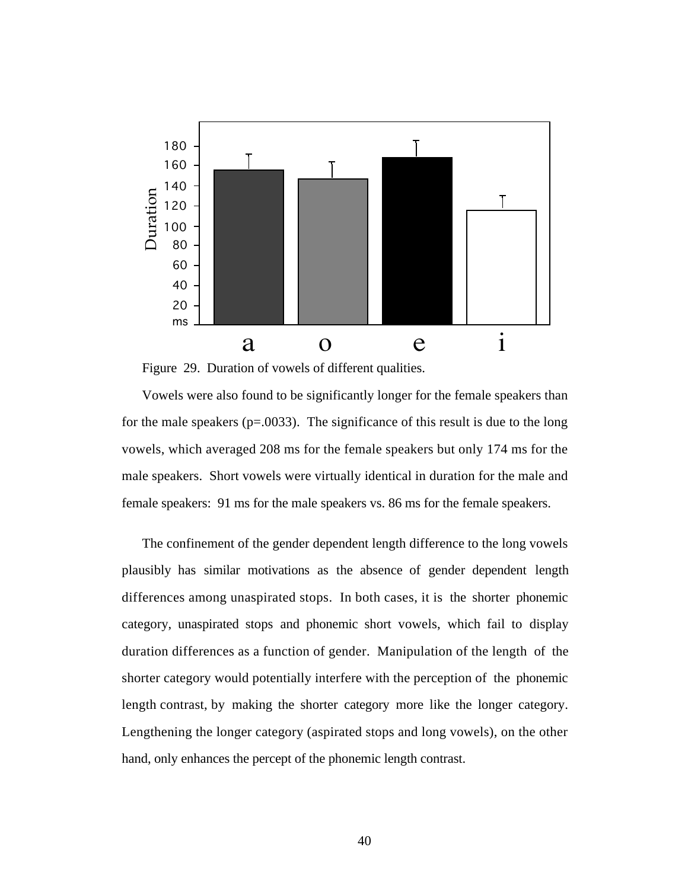Figure 29. Duration of vowels of different qualities.

Vowels were also found to be significantly longer for the female speakers than for the male speakers (p=.0033). The significance of this result is due to the long vowels, which averaged 208 ms for the female speakers but only 174 ms for the male speakers. Short vowels were virtually identical in duration for the male and female speakers: 91 ms for the male speakers vs. 86 ms for the female speakers.

The confinement of the gender dependent length difference to the long vowels plausibly has similar motivations as the absence of gender dependent length differences among unaspirated stops. In both cases, it is the shorter phonemic category, unaspirated stops and phonemic short vowels, which fail to display duration differences as a function of gender. Manipulation of the length of the shorter category would potentially interfere with the perception of the phonemic length contrast, by making the shorter category more like the longer category. Lengthening the longer category (aspirated stops and long vowels), on the other hand, only enhances the percept of the phonemic length contrast.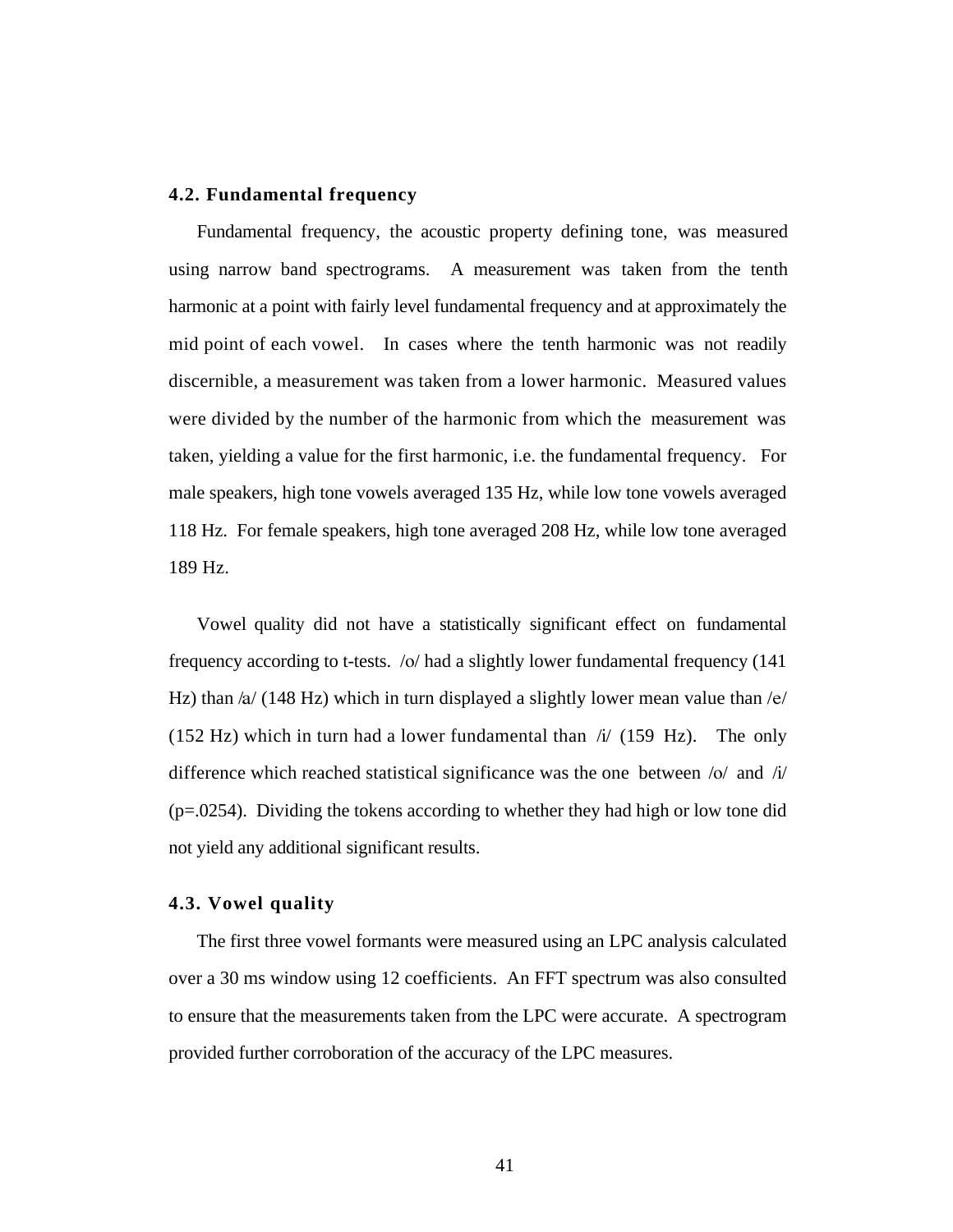### 4.2. Fundamental frequency

Fundamental frequency, the acoustic property defining tone, was measured using narrow band spectrograms. A measurement was taken from the tenth harmonic at a point with fairly level fundamental frequency and at approximately the mid point of each vowel. In cases where the tenth harmonic was not readily discernible, a measurement was taken from a lower harmonic. Measured values were divided by the number of the harmonic from which the measurement was taken, yielding a value for the first harmonic, i.e. the fundamental frequency. For male speakers, high tone vowels averaged 135 Hz, while low tone vowels averaged 118 Hz. For female speakers, high tone averaged 208 Hz, while low tone averaged 189 Hz.

Vowel quality did not have a statistically significant effect on fundamental frequency according to t-tests. /o/ had a slightly lower fundamental frequency (141 Hz) than /a/ (148 Hz) which in turn displayed a slightly lower mean value than /e/ (152 Hz) which in turn had a lower fundamental than /i/ (159 Hz). The only difference which reached statistical significance was the one between /o/ and /i/ ($p$=.0254). Dividing the tokens according to whether they had high or low tone did not yield any additional significant results.

### 4.3. Vowel quality

The first three vowel formants were measured using an LPC analysis calculated over a 30 ms window using 12 coefficients. An FFT spectrum was also consulted to ensure that the measurements taken from the LPC were accurate. A spectrogram provided further corroboration of the accuracy of the LPC measures.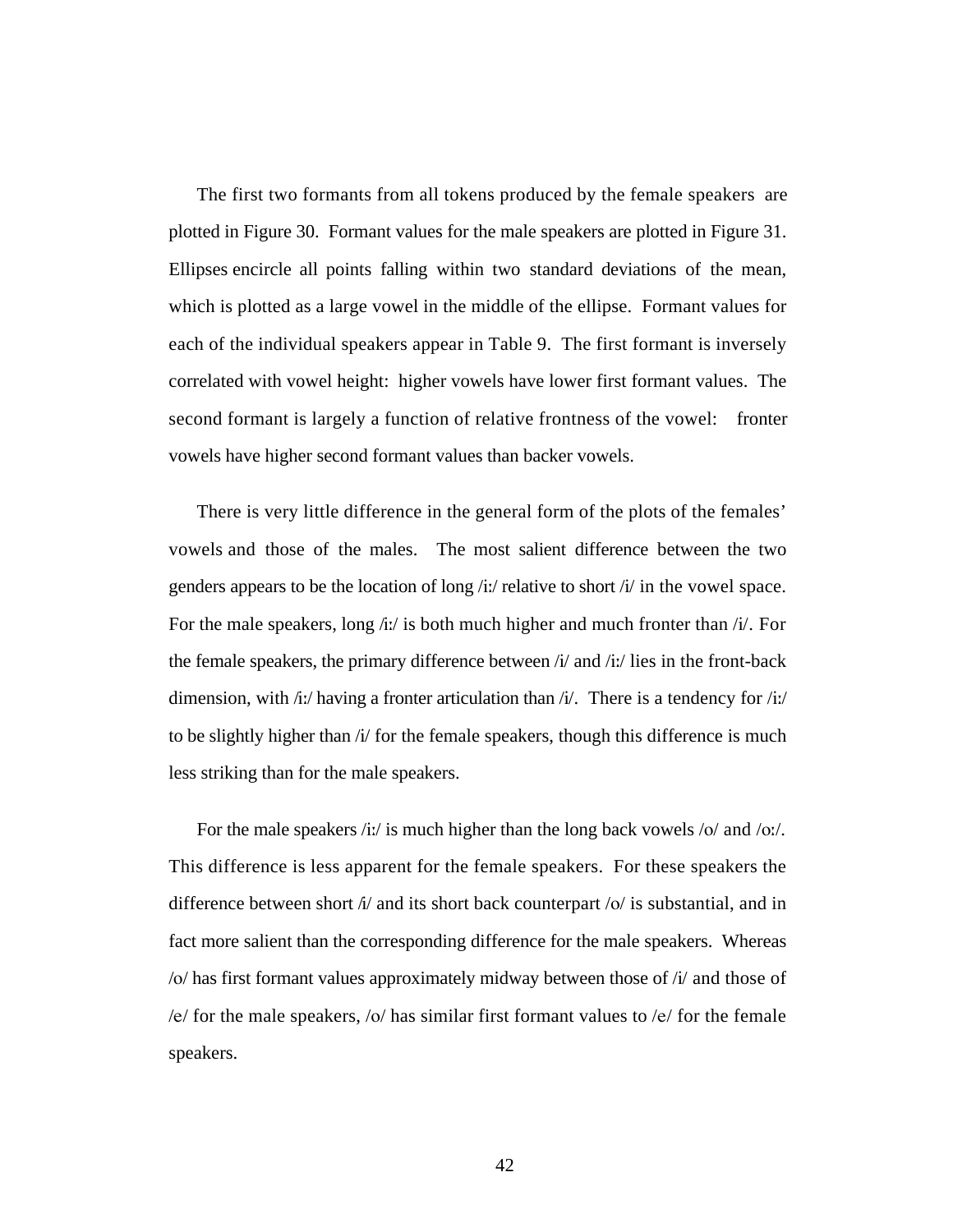The first two formants from all tokens produced by the female speakers are plotted in Figure 30. Formant values for the male speakers are plotted in Figure 31. Ellipses encircle all points falling within two standard deviations of the mean, which is plotted as a large vowel in the middle of the ellipse. Formant values for each of the individual speakers appear in Table 9. The first formant is inversely correlated with vowel height: higher vowels have lower first formant values. The second formant is largely a function of relative frontness of the vowel: fronter vowels have higher second formant values than backer vowels.

There is very little difference in the general form of the plots of the females' vowels and those of the males. The most salient difference between the two genders appears to be the location of long /iː/ relative to short /i/ in the vowel space. For the male speakers, long /iː/ is both much higher and much fronter than /i/. For the female speakers, the primary difference between /i/ and /iː/ lies in the front-back dimension, with /iː/ having a fronter articulation than /i/. There is a tendency for /iː/ to be slightly higher than /i/ for the female speakers, though this difference is much less striking than for the male speakers.

For the male speakers /iː/ is much higher than the long back vowels /o/ and /oː/. This difference is less apparent for the female speakers. For these speakers the difference between short /i/ and its short back counterpart /o/ is substantial, and in fact more salient than the corresponding difference for the male speakers. Whereas /o/ has first formant values approximately midway between those of /i/ and those of /e/ for the male speakers, /o/ has similar first formant values to /e/ for the female speakers.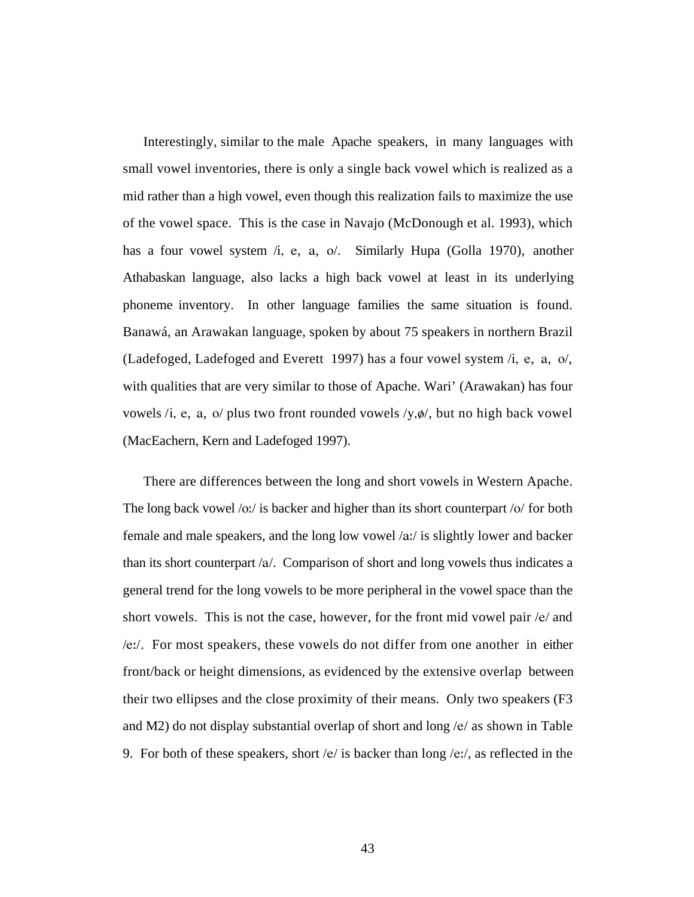Interestingly, similar to the male Apache speakers, in many languages with small vowel inventories, there is only a single back vowel which is realized as a mid rather than a high vowel, even though this realization fails to maximize the use of the vowel space. This is the case in Navajo (McDonough et al. 1993), which has a four vowel system /i, e, a, o/. Similarly Hupa (Golla 1970), another Athabaskan language, also lacks a high back vowel at least in its underlying phoneme inventory. In other language families the same situation is found. Banawá, an Arawakan language, spoken by about 75 speakers in northern Brazil (Ladefoged, Ladefoged and Everett 1997) has a four vowel system /i, e, a, o/, with qualities that are very similar to those of Apache. Wari' (Arawakan) has four vowels /i, e, a, o/ plus two front rounded vowels /y,ø/, but no high back vowel (MacEachern, Kern and Ladefoged 1997).

There are differences between the long and short vowels in Western Apache. The long back vowel /oː/ is backer and higher than its short counterpart /o/ for both female and male speakers, and the long low vowel /aː/ is slightly lower and backer than its short counterpart /a/. Comparison of short and long vowels thus indicates a general trend for the long vowels to be more peripheral in the vowel space than the short vowels. This is not the case, however, for the front mid vowel pair /e/ and /eː/. For most speakers, these vowels do not differ from one another in either front/back or height dimensions, as evidenced by the extensive overlap between their two ellipses and the close proximity of their means. Only two speakers (F3 and M2) do not display substantial overlap of short and long /e/ as shown in Table 9. For both of these speakers, short /e/ is backer than long /eː/, as reflected in the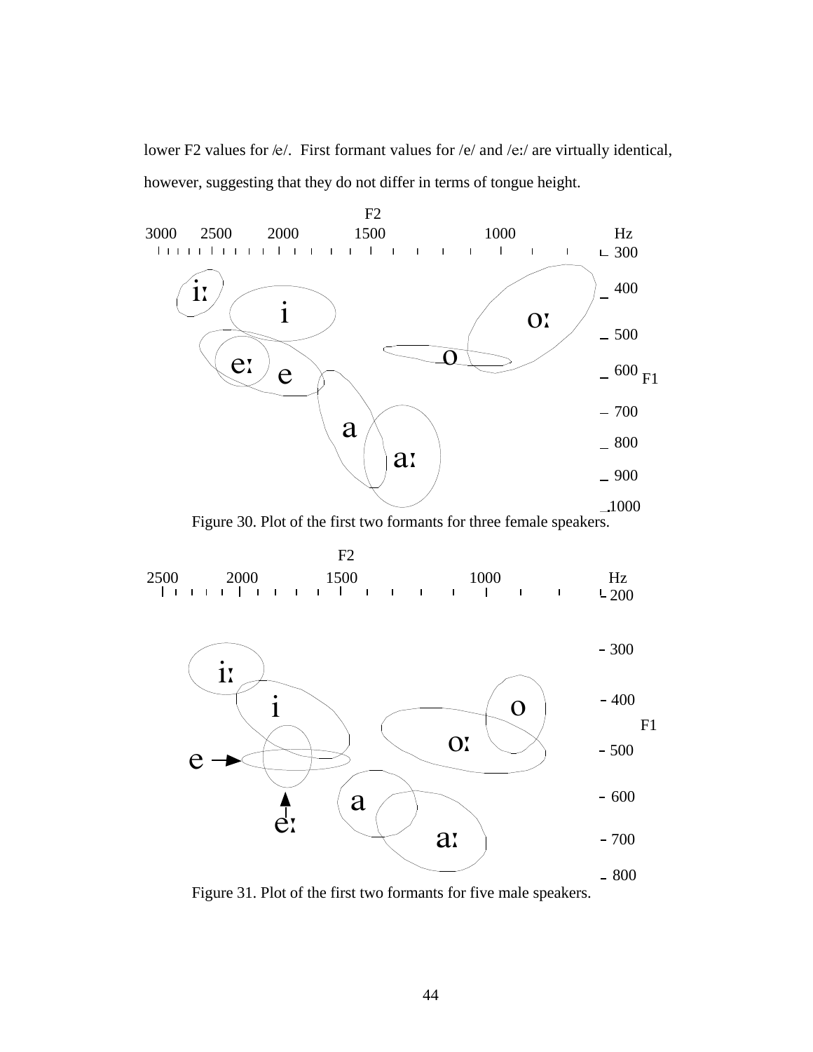lower F2 values for /e/. First formant values for /e/ and /eː/ are virtually identical, however, suggesting that they do not differ in terms of tongue height.

Figure 30. Plot of the first two formants for three female speakers.

Figure 31. Plot of the first two formants for five male speakers.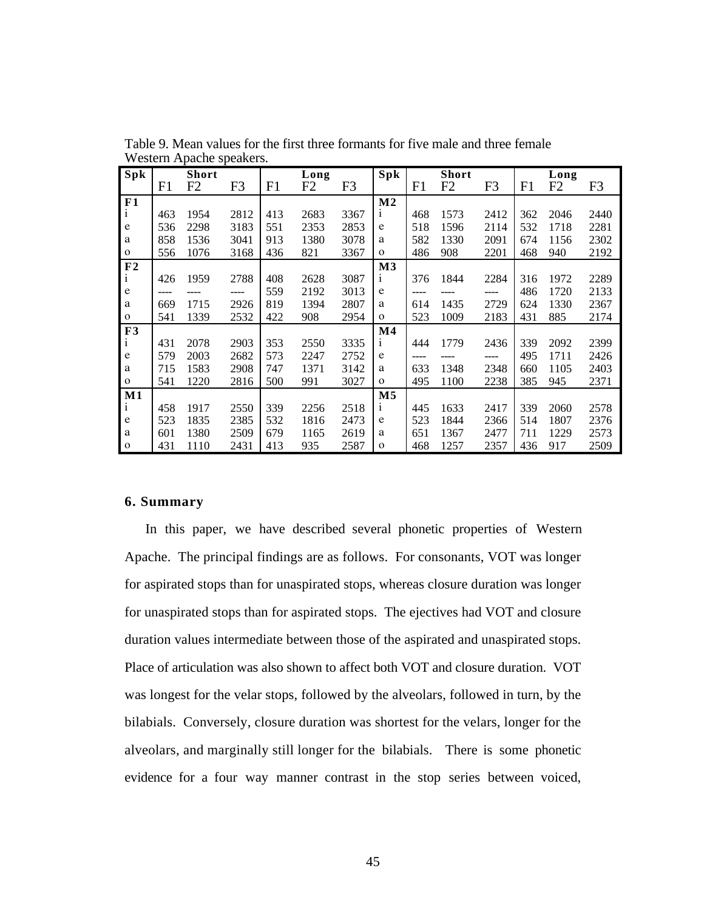Table 9. Mean values for the first three formants for five male and three female Western Apache speakers.

| Spk | Short | | | Long | | | Spk | Short | | | Long | | |
|---|---|---|---|---|---|---|---|---|---|---|---|---|---|
| | F1 | F2 | F3 | F1 | F2 | F3 | | F1 | F2 | F3 | F1 | F2 | F3 |
| **F1** | | | | | | | **M2** | | | | | | |
| i | 463 | 1954 | 2812 | 413 | 2683 | 3367 | i | 468 | 1573 | 2412 | 362 | 2046 | 2440 |
| e | 536 | 2298 | 3183 | 551 | 2353 | 2853 | e | 518 | 1596 | 2114 | 532 | 1718 | 2281 |
| a | 858 | 1536 | 3041 | 913 | 1380 | 3078 | a | 582 | 1330 | 2091 | 674 | 1156 | 2302 |
| o | 556 | 1076 | 3168 | 436 | 821 | 3367 | o | 486 | 908 | 2201 | 468 | 940 | 2192 |
| **F2** | | | | | | | **M3** | | | | | | |
| i | 426 | 1959 | 2788 | 408 | 2628 | 3087 | i | 376 | 1844 | 2284 | 316 | 1972 | 2289 |
| e | ---- | ---- | ---- | 559 | 2192 | 3013 | e | ---- | ---- | ---- | 486 | 1720 | 2133 |
| a | 669 | 1715 | 2926 | 819 | 1394 | 2807 | a | 614 | 1435 | 2729 | 624 | 1330 | 2367 |
| o | 541 | 1339 | 2532 | 422 | 908 | 2954 | o | 523 | 1009 | 2183 | 431 | 885 | 2174 |
| **F3** | | | | | | | **M4** | | | | | | |
| i | 431 | 2078 | 2903 | 353 | 2550 | 3335 | i | 444 | 1779 | 2436 | 339 | 2092 | 2399 |
| e | 579 | 2003 | 2682 | 573 | 2247 | 2752 | e | ---- | ---- | ---- | 495 | 1711 | 2426 |
| a | 715 | 1583 | 2908 | 747 | 1371 | 3142 | a | 633 | 1348 | 2348 | 660 | 1105 | 2403 |
| o | 541 | 1220 | 2816 | 500 | 991 | 3027 | o | 495 | 1100 | 2238 | 385 | 945 | 2371 |
| **M1** | | | | | | | **M5** | | | | | | |
| i | 458 | 1917 | 2550 | 339 | 2256 | 2518 | i | 445 | 1633 | 2417 | 339 | 2060 | 2578 |
| e | 523 | 1835 | 2385 | 532 | 1816 | 2473 | e | 523 | 1844 | 2366 | 514 | 1807 | 2376 |
| a | 601 | 1380 | 2509 | 679 | 1165 | 2619 | a | 651 | 1367 | 2477 | 711 | 1229 | 2573 |
| o | 431 | 1110 | 2431 | 413 | 935 | 2587 | o | 468 | 1257 | 2357 | 436 | 917 | 2509 |

## 6. Summary

In this paper, we have described several phonetic properties of Western Apache. The principal findings are as follows. For consonants, VOT was longer for aspirated stops than for unaspirated stops, whereas closure duration was longer for unaspirated stops than for aspirated stops. The ejectives had VOT and closure duration values intermediate between those of the aspirated and unaspirated stops. Place of articulation was also shown to affect both VOT and closure duration. VOT was longest for the velar stops, followed by the alveolars, followed in turn, by the bilabials. Conversely, closure duration was shortest for the velars, longer for the alveolars, and marginally still longer for the bilabials. There is some phonetic evidence for a four way manner contrast in the stop series between voiced,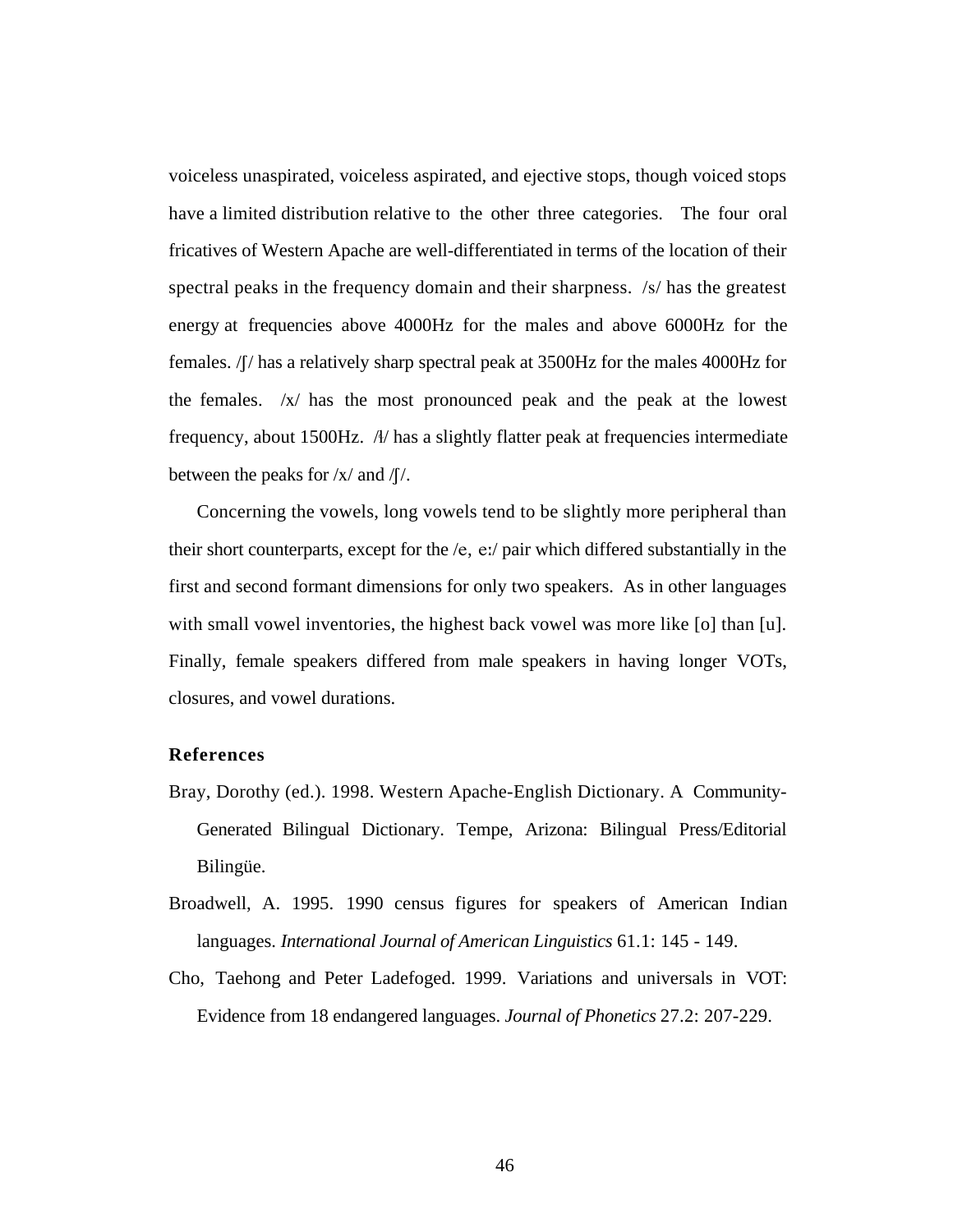voiceless unaspirated, voiceless aspirated, and ejective stops, though voiced stops have a limited distribution relative to the other three categories. The four oral fricatives of Western Apache are well-differentiated in terms of the location of their spectral peaks in the frequency domain and their sharpness. /s/ has the greatest energy at frequencies above 4000Hz for the males and above 6000Hz for the females. /ʃ/ has a relatively sharp spectral peak at 3500Hz for the males 4000Hz for the females. /x/ has the most pronounced peak and the peak at the lowest frequency, about 1500Hz. /ɬ/ has a slightly flatter peak at frequencies intermediate between the peaks for /x/ and /ʃ/.

Concerning the vowels, long vowels tend to be slightly more peripheral than their short counterparts, except for the /e, eː/ pair which differed substantially in the first and second formant dimensions for only two speakers. As in other languages with small vowel inventories, the highest back vowel was more like [o] than [u]. Finally, female speakers differed from male speakers in having longer VOTs, closures, and vowel durations.

## References

Bray, Dorothy (ed.). 1998. Western Apache-English Dictionary. A Community-Generated Bilingual Dictionary. Tempe, Arizona: Bilingual Press/Editorial Bilingüe.

Broadwell, A. 1995. 1990 census figures for speakers of American Indian languages. *International Journal of American Linguistics* 61.1: 145 - 149.

Cho, Taehong and Peter Ladefoged. 1999. Variations and universals in VOT: Evidence from 18 endangered languages. *Journal of Phonetics* 27.2: 207-229.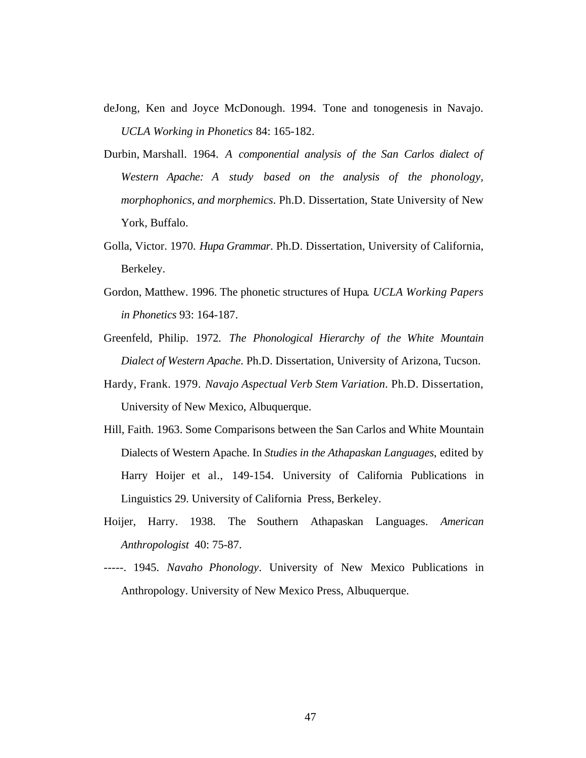deJong, Ken and Joyce McDonough. 1994. Tone and tonogenesis in Navajo. *UCLA Working in Phonetics* 84: 165-182.

Durbin, Marshall. 1964. *A componential analysis of the San Carlos dialect of Western Apache: A study based on the analysis of the phonology, morphophonics, and morphemics*. Ph.D. Dissertation, State University of New York, Buffalo.

Golla, Victor. 1970. *Hupa Grammar*. Ph.D. Dissertation, University of California, Berkeley.

Gordon, Matthew. 1996. The phonetic structures of Hupa. *UCLA Working Papers in Phonetics* 93: 164-187.

Greenfeld, Philip. 1972. *The Phonological Hierarchy of the White Mountain Dialect of Western Apache*. Ph.D. Dissertation, University of Arizona, Tucson.

Hardy, Frank. 1979. *Navajo Aspectual Verb Stem Variation*. Ph.D. Dissertation, University of New Mexico, Albuquerque.

Hill, Faith. 1963. Some Comparisons between the San Carlos and White Mountain Dialects of Western Apache. In *Studies in the Athapaskan Languages*, edited by Harry Hoijer et al., 149-154. University of California Publications in Linguistics 29. University of California Press, Berkeley.

Hoijer, Harry. 1938. The Southern Athapaskan Languages. *American Anthropologist* 40: 75-87.

-----. 1945. *Navaho Phonology*. University of New Mexico Publications in Anthropology. University of New Mexico Press, Albuquerque.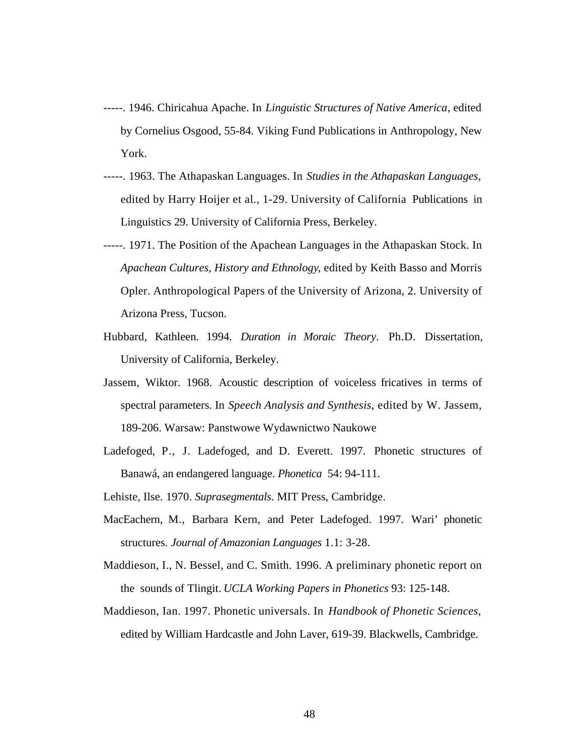-----. 1946. Chiricahua Apache. In *Linguistic Structures of Native America*, edited by Cornelius Osgood, 55-84. Viking Fund Publications in Anthropology, New York.

-----. 1963. The Athapaskan Languages. In *Studies in the Athapaskan Languages*, edited by Harry Hoijer et al., 1-29. University of California Publications in Linguistics 29. University of California Press, Berkeley.

-----. 1971. The Position of the Apachean Languages in the Athapaskan Stock. In *Apachean Cultures, History and Ethnology*, edited by Keith Basso and Morris Opler. Anthropological Papers of the University of Arizona, 2. University of Arizona Press, Tucson.

Hubbard, Kathleen. 1994. *Duration in Moraic Theory*. Ph.D. Dissertation, University of California, Berkeley.

Jassem, Wiktor. 1968. Acoustic description of voiceless fricatives in terms of spectral parameters. In *Speech Analysis and Synthesis*, edited by W. Jassem, 189-206. Warsaw: Panstwowe Wydawnictwo Naukowe

Ladefoged, P., J. Ladefoged, and D. Everett. 1997. Phonetic structures of Banawá, an endangered language. *Phonetica* 54: 94-111.

Lehiste, Ilse. 1970. *Suprasegmentals*. MIT Press, Cambridge.

MacEachern, M., Barbara Kern, and Peter Ladefoged. 1997. Wari' phonetic structures. *Journal of Amazonian Languages* 1.1: 3-28.

Maddieson, I., N. Bessel, and C. Smith. 1996. A preliminary phonetic report on the sounds of Tlingit. *UCLA Working Papers in Phonetics* 93: 125-148.

Maddieson, Ian. 1997. Phonetic universals. In *Handbook of Phonetic Sciences*, edited by William Hardcastle and John Laver, 619-39. Blackwells, Cambridge.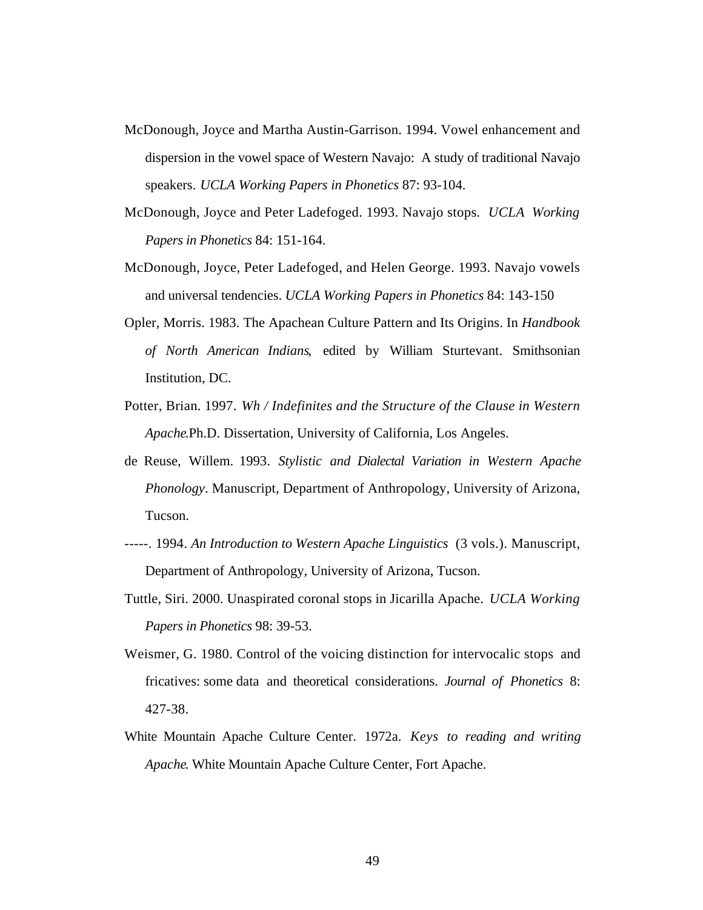McDonough, Joyce and Martha Austin-Garrison. 1994. Vowel enhancement and dispersion in the vowel space of Western Navajo: A study of traditional Navajo speakers. *UCLA Working Papers in Phonetics* 87: 93-104.

McDonough, Joyce and Peter Ladefoged. 1993. Navajo stops. *UCLA Working Papers in Phonetics* 84: 151-164.

McDonough, Joyce, Peter Ladefoged, and Helen George. 1993. Navajo vowels and universal tendencies. *UCLA Working Papers in Phonetics* 84: 143-150

Opler, Morris. 1983. The Apachean Culture Pattern and Its Origins. In *Handbook of North American Indians*, edited by William Sturtevant. Smithsonian Institution, DC.

Potter, Brian. 1997. *Wh / Indefinites and the Structure of the Clause in Western Apache*.Ph.D. Dissertation, University of California, Los Angeles.

de Reuse, Willem. 1993. *Stylistic and Dialectal Variation in Western Apache Phonology*. Manuscript, Department of Anthropology, University of Arizona, Tucson.

-----. 1994. *An Introduction to Western Apache Linguistics* (3 vols.). Manuscript, Department of Anthropology, University of Arizona, Tucson.

Tuttle, Siri. 2000. Unaspirated coronal stops in Jicarilla Apache. *UCLA Working Papers in Phonetics* 98: 39-53.

Weismer, G. 1980. Control of the voicing distinction for intervocalic stops and fricatives: some data and theoretical considerations. *Journal of Phonetics* 8: 427-38.

White Mountain Apache Culture Center. 1972a. *Keys to reading and writing Apache*. White Mountain Apache Culture Center, Fort Apache.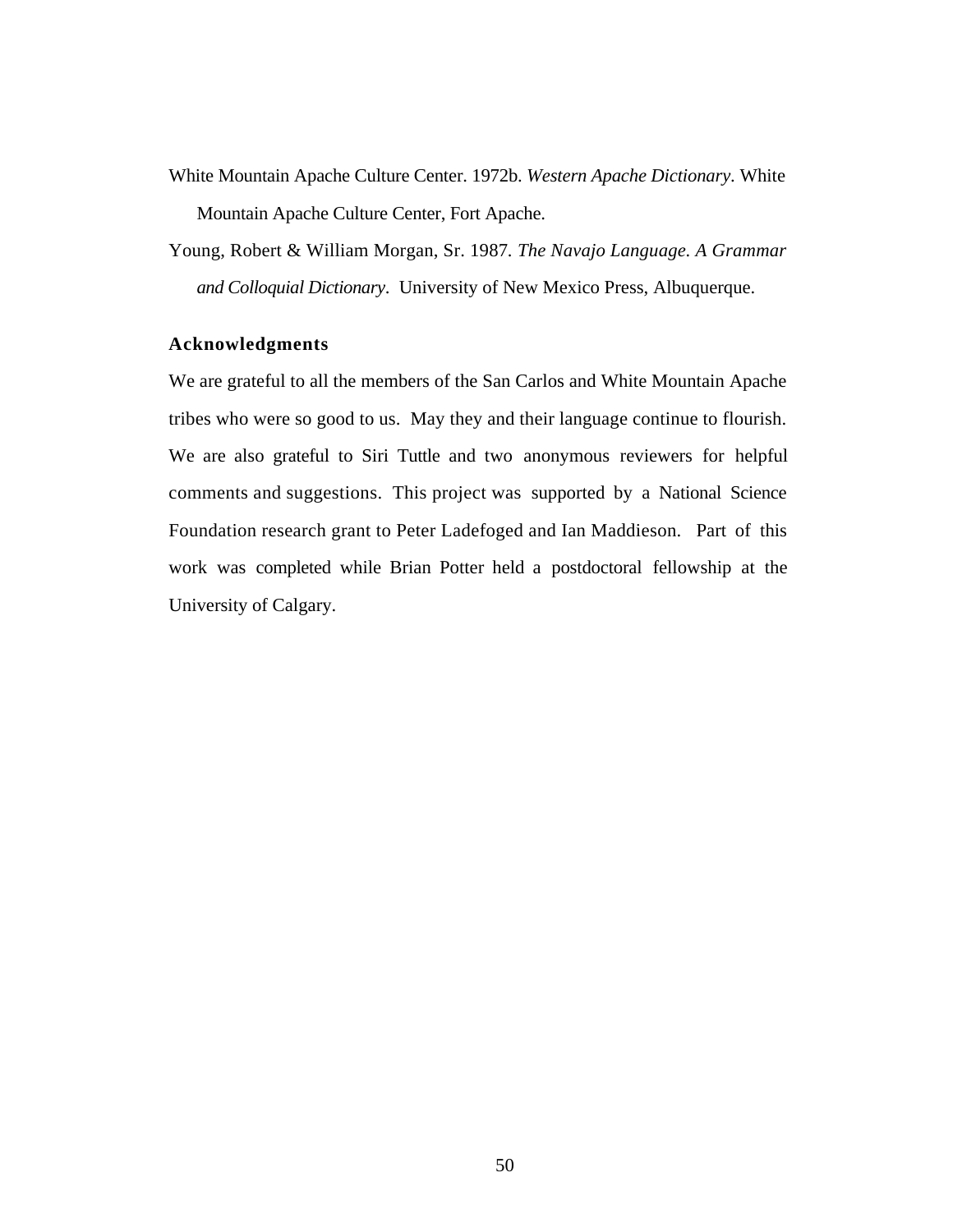White Mountain Apache Culture Center. 1972b. *Western Apache Dictionary*. White Mountain Apache Culture Center, Fort Apache.

Young, Robert & William Morgan, Sr. 1987. *The Navajo Language. A Grammar and Colloquial Dictionary*. University of New Mexico Press, Albuquerque.

## Acknowledgments

We are grateful to all the members of the San Carlos and White Mountain Apache tribes who were so good to us. May they and their language continue to flourish. We are also grateful to Siri Tuttle and two anonymous reviewers for helpful comments and suggestions. This project was supported by a National Science Foundation research grant to Peter Ladefoged and Ian Maddieson. Part of this work was completed while Brian Potter held a postdoctoral fellowship at the University of Calgary.